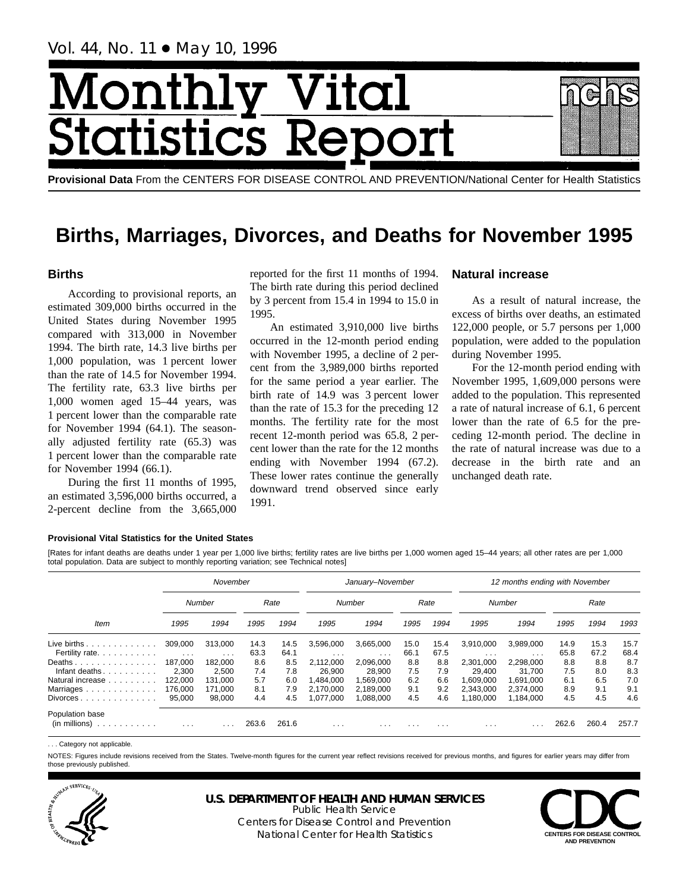Vol. 44, No. 11 • May 10, 1996

# Monthly Vital Statistics Report

**Provisional Data** From the CENTERS FOR DISEASE CONTROL AND PREVENTION/National Center for Health Statistics

# Births, Marriages, Divorces, and Deaths for November 1995

## Births

According to provisional reports, an estimated 309,000 births occurred in the United States during November 1995 compared with 313,000 in November 1994. The birth rate, 14.3 live births per 1,000 population, was 1 percent lower than the rate of 14.5 for November 1994. The fertility rate, 63.3 live births per 1,000 women aged 15–44 years, was 1 percent lower than the comparable rate for November 1994 (64.1). The seasonally adjusted fertility rate (65.3) was 1 percent lower than the comparable rate for November 1994 (66.1).

During the first 11 months of 1995, an estimated 3,596,000 births occurred, a 2-percent decline from the 3,665,000 reported for the first 11 months of 1994. The birth rate during this period declined by 3 percent from 15.4 in 1994 to 15.0 in 1995.

An estimated 3,910,000 live births occurred in the 12-month period ending with November 1995, a decline of 2 percent from the 3,989,000 births reported for the same period a year earlier. The birth rate of 14.9 was 3 percent lower than the rate of 15.3 for the preceding 12 months. The fertility rate for the most recent 12-month period was 65.8, 2 percent lower than the rate for the 12 months ending with November 1994 (67.2). These lower rates continue the generally downward trend observed since early 1991.

## Natural increase

As a result of natural increase, the excess of births over deaths, an estimated 122,000 people, or 5.7 persons per 1,000 population, were added to the population during November 1995.

For the 12-month period ending with November 1995, 1,609,000 persons were added to the population. This represented a rate of natural increase of 6.1, 6 percent lower than the rate of 6.5 for the preceding 12-month period. The decline in the rate of natural increase was due to a decrease in the birth rate and an unchanged death rate.

**Provisional Vital Statistics for the United States**

[Rates for infant deaths are deaths under 1 year per 1,000 live births; fertility rates are live births per 1,000 women aged 15–44 years; all other rates are per 1,000 total population. Data are subject to monthly reporting variation; see Technical notes]

| Item | November | | | | January–November | | | | 12 months ending with November | | | | |
|---|---|---|---|---|---|---|---|---|---|---|---|---|---|
| | Number | | Rate | | Number | | Rate | | Number | | Rate | | |
| | 1995 | 1994 | 1995 | 1994 | 1995 | 1994 | 1995 | 1994 | 1995 | 1994 | 1995 | 1994 | 1993 |
| Live births | 309,000 | 313,000 | 14.3 | 14.5 | 3,596,000 | 3,665,000 | 15.0 | 15.4 | 3,910,000 | 3,989,000 | 14.9 | 15.3 | 15.7 |
| Fertility rate | . . . | . . . | 63.3 | 64.1 | . . . | . . . | 66.1 | 67.5 | . . . | . . . | 65.8 | 67.2 | 68.4 |
| Deaths | 187,000 | 182,000 | 8.6 | 8.5 | 2,112,000 | 2,096,000 | 8.8 | 8.8 | 2,301,000 | 2,298,000 | 8.8 | 8.8 | 8.7 |
| Infant deaths | 2,300 | 2,500 | 7.4 | 7.8 | 26,900 | 28,900 | 7.5 | 7.9 | 29,400 | 31,700 | 7.5 | 8.0 | 8.3 |
| Natural increase | 122,000 | 131,000 | 5.7 | 6.0 | 1,484,000 | 1,569,000 | 6.2 | 6.6 | 1,609,000 | 1,691,000 | 6.1 | 6.5 | 7.0 |
| Marriages | 176,000 | 171,000 | 8.1 | 7.9 | 2,170,000 | 2,189,000 | 9.1 | 9.2 | 2,343,000 | 2,374,000 | 8.9 | 9.1 | 9.1 |
| Divorces | 95,000 | 98,000 | 4.4 | 4.5 | 1,077,000 | 1,088,000 | 4.5 | 4.6 | 1,180,000 | 1,184,000 | 4.5 | 4.5 | 4.6 |
| Population base (in millions) | . . . | . . . | 263.6 | 261.6 | . . . | . . . | . . . | . . . | . . . | . . . | 262.6 | 260.4 | 257.7 |

. . . Category not applicable.

NOTES: Figures include revisions received from the States. Twelve-month figures for the current year reflect revisions received for previous months, and figures for earlier years may differ from those previously published.

**U.S. DEPARTMENT OF HEALTH AND HUMAN SERVICES**
Public Health Service
Centers for Disease Control and Prevention
National Center for Health Statistics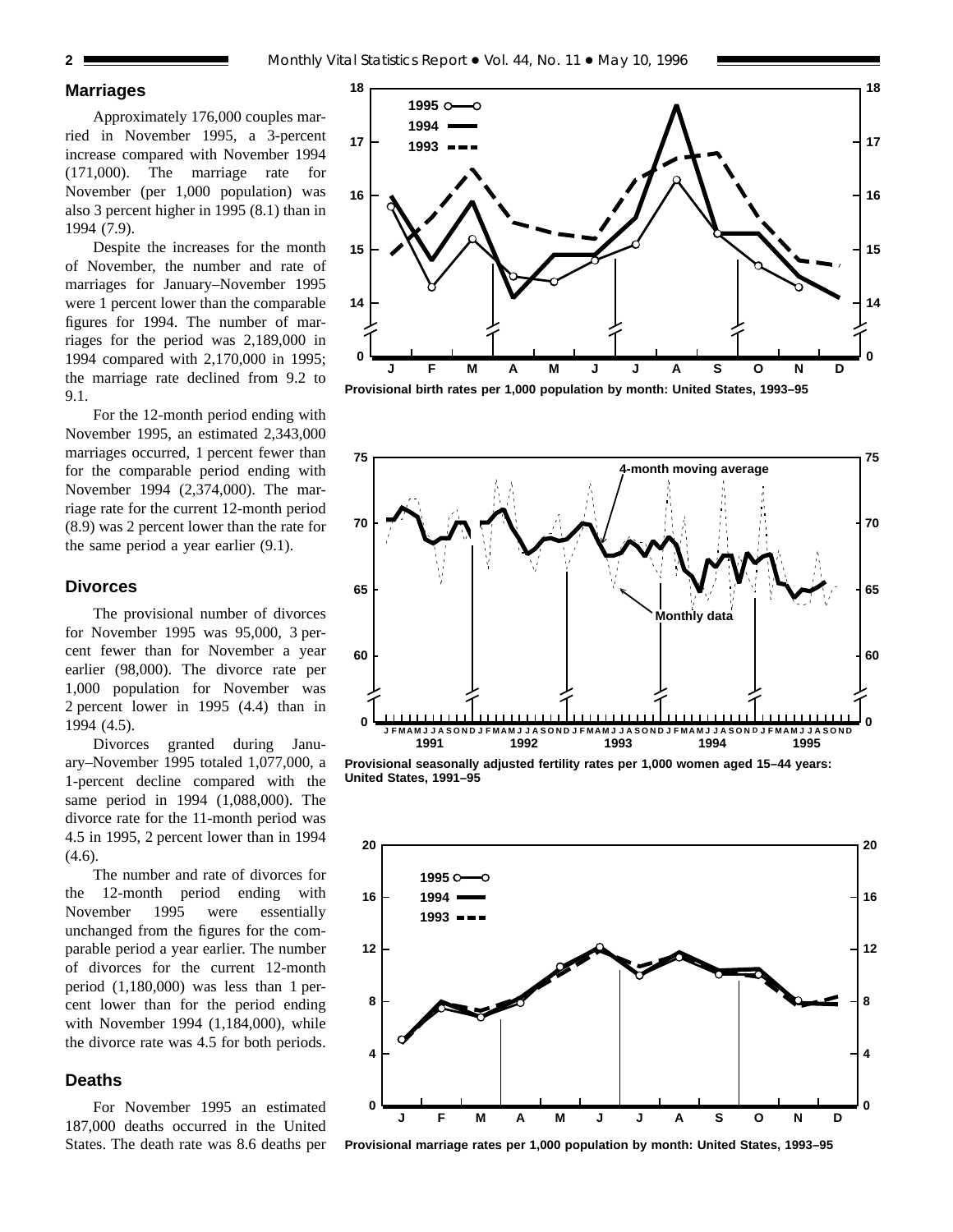## Marriages

Approximately 176,000 couples married in November 1995, a 3-percent increase compared with November 1994 (171,000). The marriage rate for November (per 1,000 population) was also 3 percent higher in 1995 (8.1) than in 1994 (7.9).

Despite the increases for the month of November, the number and rate of marriages for January–November 1995 were 1 percent lower than the comparable figures for 1994. The number of marriages for the period was 2,189,000 in 1994 compared with 2,170,000 in 1995; the marriage rate declined from 9.2 to 9.1.

For the 12-month period ending with November 1995, an estimated 2,343,000 marriages occurred, 1 percent fewer than for the comparable period ending with November 1994 (2,374,000). The marriage rate for the current 12-month period (8.9) was 2 percent lower than the rate for the same period a year earlier (9.1).

## Divorces

The provisional number of divorces for November 1995 was 95,000, 3 percent fewer than for November a year earlier (98,000). The divorce rate per 1,000 population for November was 2 percent lower in 1995 (4.4) than in 1994 (4.5).

Divorces granted during January–November 1995 totaled 1,077,000, a 1-percent decline compared with the same period in 1994 (1,088,000). The divorce rate for the 11-month period was 4.5 in 1995, 2 percent lower than in 1994 (4.6).

The number and rate of divorces for the 12-month period ending with November 1995 were essentially unchanged from the figures for the comparable period a year earlier. The number of divorces for the current 12-month period (1,180,000) was less than 1 percent lower than for the period ending with November 1994 (1,184,000), while the divorce rate was 4.5 for both periods.

## Deaths

For November 1995 an estimated 187,000 deaths occurred in the United States. The death rate was 8.6 deaths per

Provisional birth rates per 1,000 population by month: United States, 1993–95

Provisional seasonally adjusted fertility rates per 1,000 women aged 15–44 years: United States, 1991–95

Provisional marriage rates per 1,000 population by month: United States, 1993–95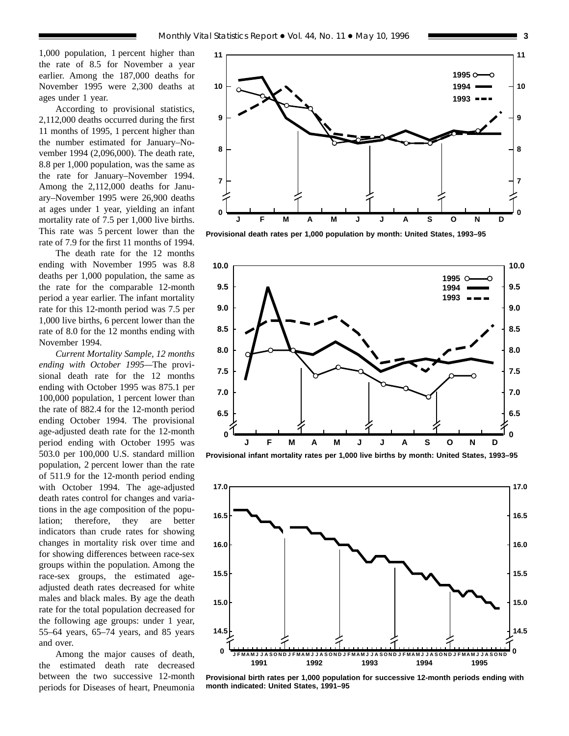1,000 population, 1 percent higher than the rate of 8.5 for November a year earlier. Among the 187,000 deaths for November 1995 were 2,300 deaths at ages under 1 year.

According to provisional statistics, 2,112,000 deaths occurred during the first 11 months of 1995, 1 percent higher than the number estimated for January–November 1994 (2,096,000). The death rate, 8.8 per 1,000 population, was the same as the rate for January–November 1994. Among the 2,112,000 deaths for January–November 1995 were 26,900 deaths at ages under 1 year, yielding an infant mortality rate of 7.5 per 1,000 live births. This rate was 5 percent lower than the rate of 7.9 for the first 11 months of 1994.

The death rate for the 12 months ending with November 1995 was 8.8 deaths per 1,000 population, the same as the rate for the comparable 12-month period a year earlier. The infant mortality rate for this 12-month period was 7.5 per 1,000 live births, 6 percent lower than the rate of 8.0 for the 12 months ending with November 1994.

*Current Mortality Sample, 12 months ending with October 1995*—The provisional death rate for the 12 months ending with October 1995 was 875.1 per 100,000 population, 1 percent lower than the rate of 882.4 for the 12-month period ending October 1994. The provisional age-adjusted death rate for the 12-month period ending with October 1995 was 503.0 per 100,000 U.S. standard million population, 2 percent lower than the rate of 511.9 for the 12-month period ending with October 1994. The age-adjusted death rates control for changes and variations in the age composition of the population; therefore, they are better indicators than crude rates for showing changes in mortality risk over time and for showing differences between race-sex groups within the population. Among the race-sex groups, the estimated age-adjusted death rates decreased for white males and black males. By age the death rate for the total population decreased for the following age groups: under 1 year, 55–64 years, 65–74 years, and 85 years and over.

Among the major causes of death, the estimated death rate decreased between the two successive 12-month periods for Diseases of heart, Pneumonia

**Provisional death rates per 1,000 population by month: United States, 1993–95**

**Provisional infant mortality rates per 1,000 live births by month: United States, 1993–95**

**Provisional birth rates per 1,000 population for successive 12-month periods ending with month indicated: United States, 1991–95**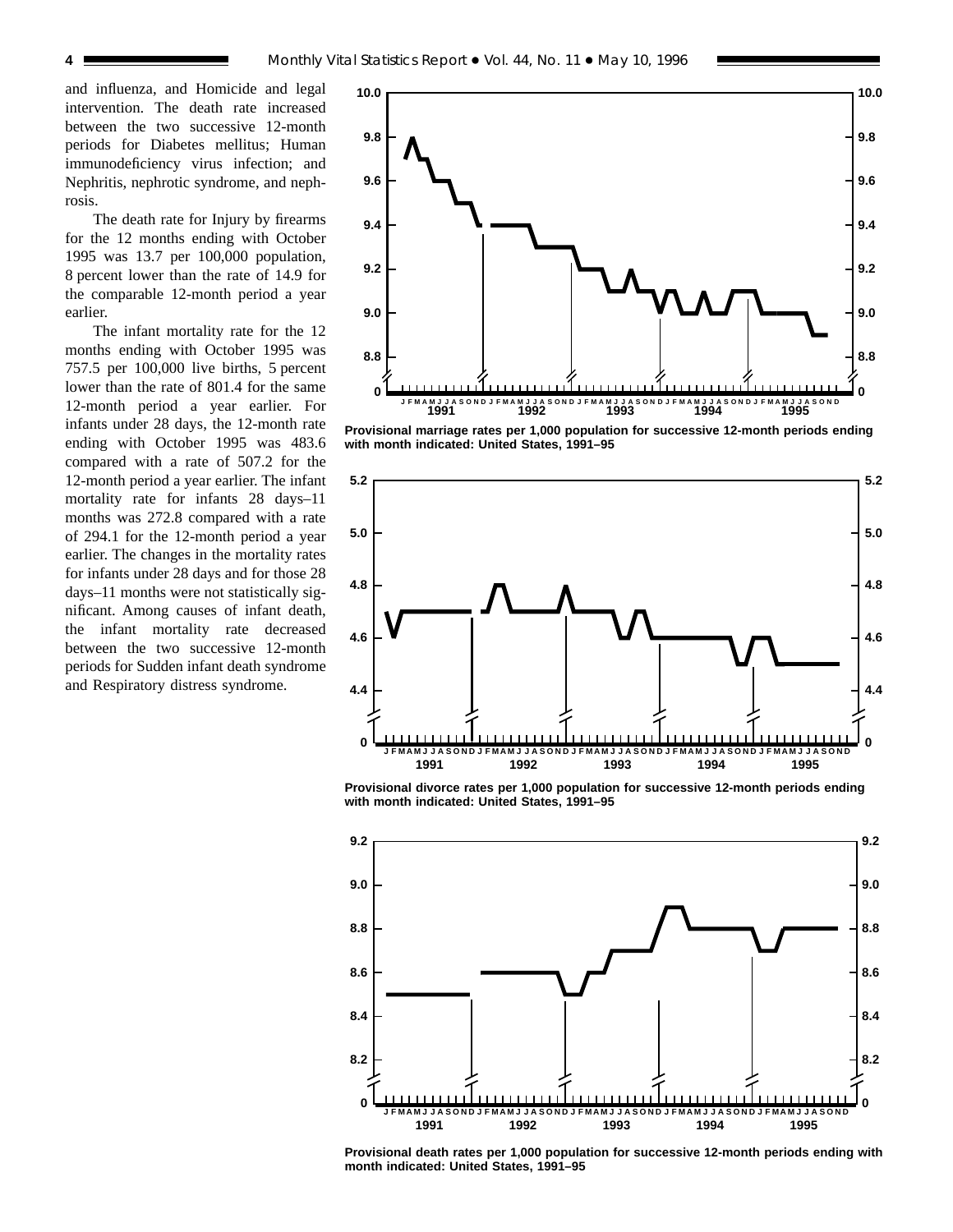and influenza, and Homicide and legal intervention. The death rate increased between the two successive 12-month periods for Diabetes mellitus; Human immunodeficiency virus infection; and Nephritis, nephrotic syndrome, and nephrosis.

The death rate for Injury by firearms for the 12 months ending with October 1995 was 13.7 per 100,000 population, 8 percent lower than the rate of 14.9 for the comparable 12-month period a year earlier.

The infant mortality rate for the 12 months ending with October 1995 was 757.5 per 100,000 live births, 5 percent lower than the rate of 801.4 for the same 12-month period a year earlier. For infants under 28 days, the 12-month rate ending with October 1995 was 483.6 compared with a rate of 507.2 for the 12-month period a year earlier. The infant mortality rate for infants 28 days–11 months was 272.8 compared with a rate of 294.1 for the 12-month period a year earlier. The changes in the mortality rates for infants under 28 days and for those 28 days–11 months were not statistically significant. Among causes of infant death, the infant mortality rate decreased between the two successive 12-month periods for Sudden infant death syndrome and Respiratory distress syndrome.

**Provisional marriage rates per 1,000 population for successive 12-month periods ending with month indicated: United States, 1991–95**

**Provisional divorce rates per 1,000 population for successive 12-month periods ending with month indicated: United States, 1991–95**

**Provisional death rates per 1,000 population for successive 12-month periods ending with month indicated: United States, 1991–95**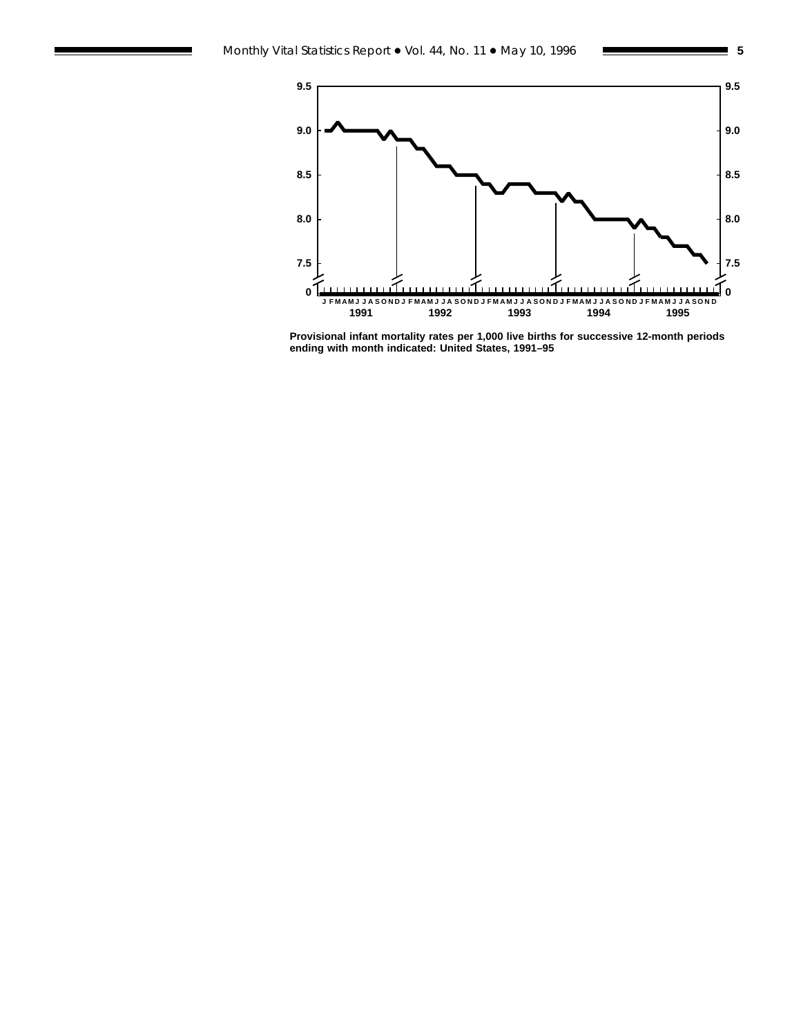Provisional infant mortality rates per 1,000 live births for successive 12-month periods ending with month indicated: United States, 1991–95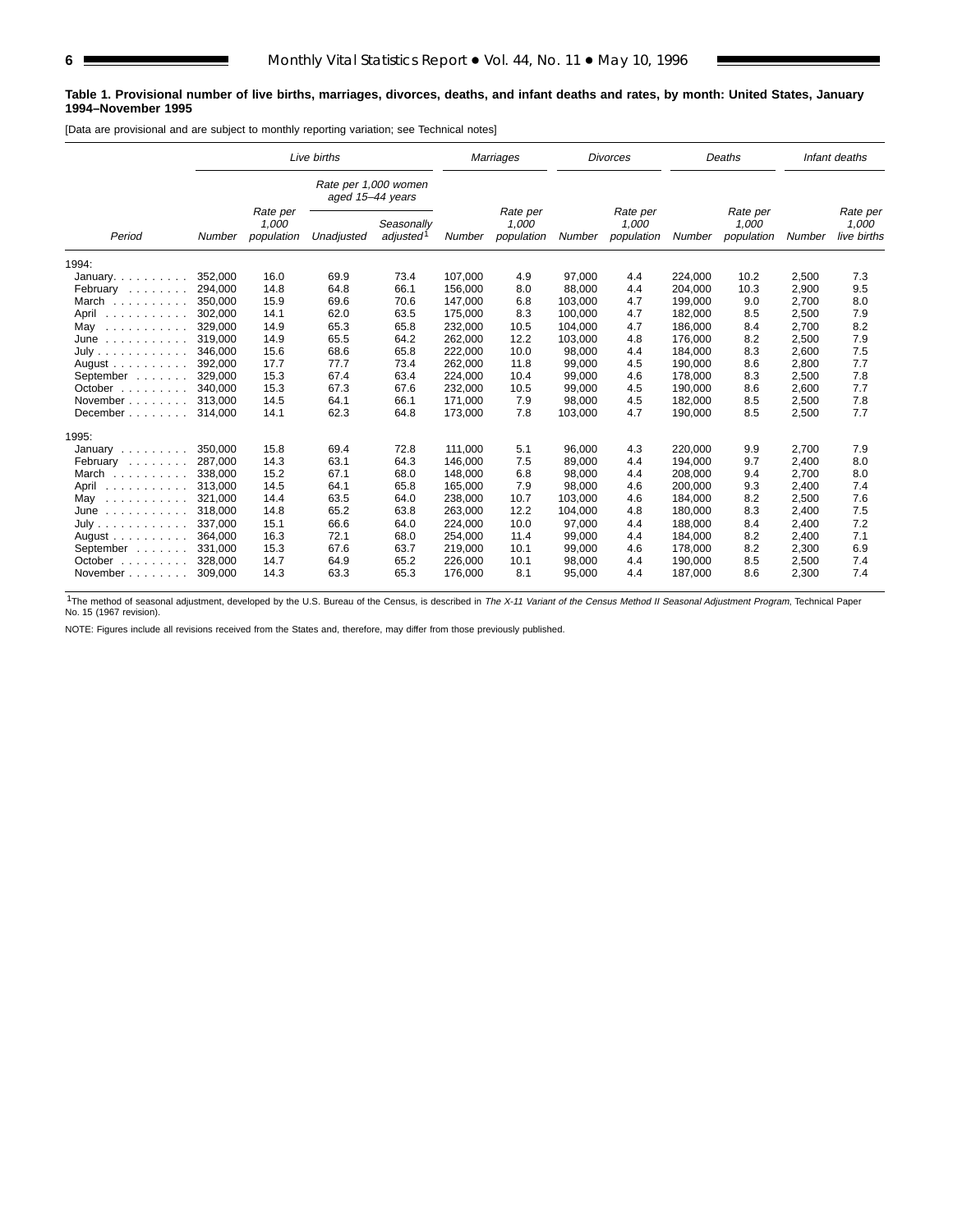**Table 1. Provisional number of live births, marriages, divorces, deaths, and infant deaths and rates, by month: United States, January 1994–November 1995**

[Data are provisional and are subject to monthly reporting variation; see Technical notes]

| Period | Live births | | | | Marriages | | Divorces | | Deaths | | Infant deaths | |
|---|---|---|---|---|---|---|---|---|---|---|---|---|
| | | | Rate per 1,000 women aged 15–44 years | | | | | | | | | |
| | Number | Rate per 1,000 population | Unadjusted | Seasonally adjusted[1] | Number | Rate per 1,000 population | Number | Rate per 1,000 population | Number | Rate per 1,000 population | Number | Rate per 1,000 live births |
| 1994: | | | | | | | | | | | | |
| January | 352,000 | 16.0 | 69.9 | 73.4 | 107,000 | 4.9 | 97,000 | 4.4 | 224,000 | 10.2 | 2,500 | 7.3 |
| February | 294,000 | 14.8 | 64.8 | 66.1 | 156,000 | 8.0 | 88,000 | 4.4 | 204,000 | 10.3 | 2,900 | 9.5 |
| March | 350,000 | 15.9 | 69.6 | 70.6 | 147,000 | 6.8 | 103,000 | 4.7 | 199,000 | 9.0 | 2,700 | 8.0 |
| April | 302,000 | 14.1 | 62.0 | 63.5 | 175,000 | 8.3 | 100,000 | 4.7 | 182,000 | 8.5 | 2,500 | 7.9 |
| May | 329,000 | 14.9 | 65.3 | 65.8 | 232,000 | 10.5 | 104,000 | 4.7 | 186,000 | 8.4 | 2,700 | 8.2 |
| June | 319,000 | 14.9 | 65.5 | 64.2 | 262,000 | 12.2 | 103,000 | 4.8 | 176,000 | 8.2 | 2,500 | 7.9 |
| July | 346,000 | 15.6 | 68.6 | 65.8 | 222,000 | 10.0 | 98,000 | 4.4 | 184,000 | 8.3 | 2,600 | 7.5 |
| August | 392,000 | 17.7 | 77.7 | 73.4 | 262,000 | 11.8 | 99,000 | 4.5 | 190,000 | 8.6 | 2,800 | 7.7 |
| September | 329,000 | 15.3 | 67.4 | 63.4 | 224,000 | 10.4 | 99,000 | 4.6 | 178,000 | 8.3 | 2,500 | 7.8 |
| October | 340,000 | 15.3 | 67.3 | 67.6 | 232,000 | 10.5 | 99,000 | 4.5 | 190,000 | 8.6 | 2,600 | 7.7 |
| November | 313,000 | 14.5 | 64.1 | 66.1 | 171,000 | 7.9 | 98,000 | 4.5 | 182,000 | 8.5 | 2,500 | 7.8 |
| December | 314,000 | 14.1 | 62.3 | 64.8 | 173,000 | 7.8 | 103,000 | 4.7 | 190,000 | 8.5 | 2,500 | 7.7 |
| 1995: | | | | | | | | | | | | |
| January | 350,000 | 15.8 | 69.4 | 72.8 | 111,000 | 5.1 | 96,000 | 4.3 | 220,000 | 9.9 | 2,700 | 7.9 |
| February | 287,000 | 14.3 | 63.1 | 64.3 | 146,000 | 7.5 | 89,000 | 4.4 | 194,000 | 9.7 | 2,400 | 8.0 |
| March | 338,000 | 15.2 | 67.1 | 68.0 | 148,000 | 6.8 | 98,000 | 4.4 | 208,000 | 9.4 | 2,700 | 8.0 |
| April | 313,000 | 14.5 | 64.1 | 65.8 | 165,000 | 7.9 | 98,000 | 4.6 | 200,000 | 9.3 | 2,400 | 7.4 |
| May | 321,000 | 14.4 | 63.5 | 64.0 | 238,000 | 10.7 | 103,000 | 4.6 | 184,000 | 8.2 | 2,500 | 7.6 |
| June | 318,000 | 14.8 | 65.2 | 63.8 | 263,000 | 12.2 | 104,000 | 4.8 | 180,000 | 8.3 | 2,400 | 7.5 |
| July | 337,000 | 15.1 | 66.6 | 64.0 | 224,000 | 10.0 | 97,000 | 4.4 | 188,000 | 8.4 | 2,400 | 7.2 |
| August | 364,000 | 16.3 | 72.1 | 68.0 | 254,000 | 11.4 | 99,000 | 4.4 | 184,000 | 8.2 | 2,400 | 7.1 |
| September | 331,000 | 15.3 | 67.6 | 63.7 | 219,000 | 10.1 | 99,000 | 4.6 | 178,000 | 8.2 | 2,300 | 6.9 |
| October | 328,000 | 14.7 | 64.9 | 65.2 | 226,000 | 10.1 | 98,000 | 4.4 | 190,000 | 8.5 | 2,500 | 7.4 |
| November | 309,000 | 14.3 | 63.3 | 65.3 | 176,000 | 8.1 | 95,000 | 4.4 | 187,000 | 8.6 | 2,300 | 7.4 |

[1]The method of seasonal adjustment, developed by the U.S. Bureau of the Census, is described in *The X-11 Variant of the Census Method II Seasonal Adjustment Program*, Technical Paper No. 15 (1967 revision).

NOTE: Figures include all revisions received from the States and, therefore, may differ from those previously published.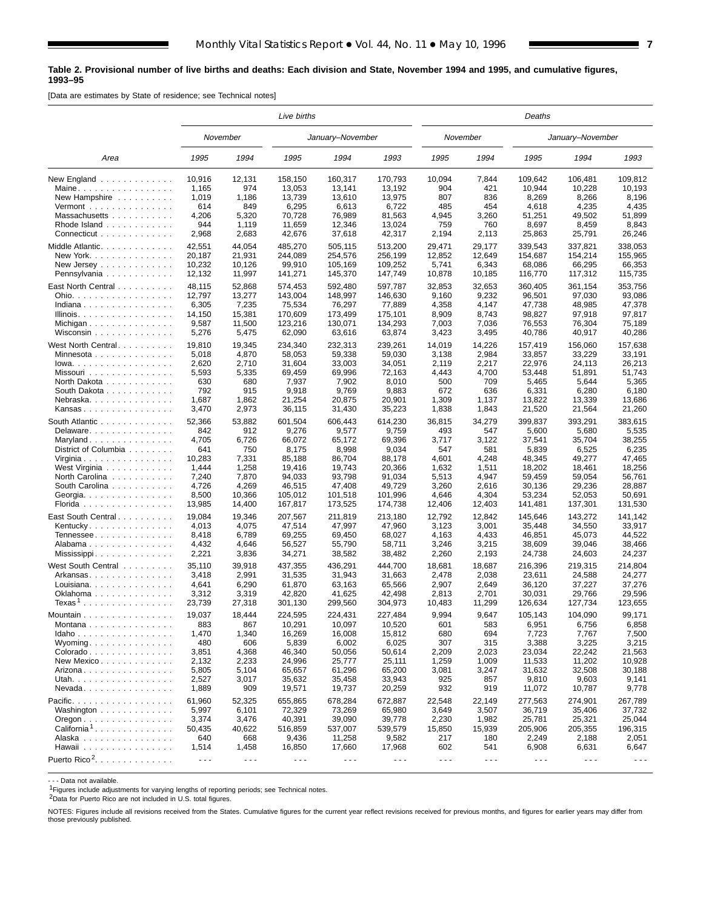**Table 2. Provisional number of live births and deaths: Each division and State, November 1994 and 1995, and cumulative figures, 1993–95**

[Data are estimates by State of residence; see Technical notes]

| Area | Live births | | | | | Deaths | | | | |
|---|---|---|---|---|---|---|---|---|---|---|
| | November | | January–November | | | November | | January–November | | |
| | 1995 | 1994 | 1995 | 1994 | 1993 | 1995 | 1994 | 1995 | 1994 | 1993 |
| New England | 10,916 | 12,131 | 158,150 | 160,317 | 170,793 | 10,094 | 7,844 | 109,642 | 106,481 | 109,812 |
| Maine | 1,165 | 974 | 13,053 | 13,141 | 13,192 | 904 | 421 | 10,944 | 10,228 | 10,193 |
| New Hampshire | 1,019 | 1,186 | 13,739 | 13,610 | 13,975 | 807 | 836 | 8,269 | 8,266 | 8,196 |
| Vermont | 614 | 849 | 6,295 | 6,613 | 6,722 | 485 | 454 | 4,618 | 4,235 | 4,435 |
| Massachusetts | 4,206 | 5,320 | 70,728 | 76,989 | 81,563 | 4,945 | 3,260 | 51,251 | 49,502 | 51,899 |
| Rhode Island | 944 | 1,119 | 11,659 | 12,346 | 13,024 | 759 | 760 | 8,697 | 8,459 | 8,843 |
| Connecticut | 2,968 | 2,683 | 42,676 | 37,618 | 42,317 | 2,194 | 2,113 | 25,863 | 25,791 | 26,246 |
| Middle Atlantic | 42,551 | 44,054 | 485,270 | 505,115 | 513,200 | 29,471 | 29,177 | 339,543 | 337,821 | 338,053 |
| New York | 20,187 | 21,931 | 244,089 | 254,576 | 256,199 | 12,852 | 12,649 | 154,687 | 154,214 | 155,965 |
| New Jersey | 10,232 | 10,126 | 99,910 | 105,169 | 109,252 | 5,741 | 6,343 | 68,086 | 66,295 | 66,353 |
| Pennsylvania | 12,132 | 11,997 | 141,271 | 145,370 | 147,749 | 10,878 | 10,185 | 116,770 | 117,312 | 115,735 |
| East North Central | 48,115 | 52,868 | 574,453 | 592,480 | 597,787 | 32,853 | 32,653 | 360,405 | 361,154 | 353,756 |
| Ohio | 12,797 | 13,277 | 143,004 | 148,997 | 146,630 | 9,160 | 9,232 | 96,501 | 97,030 | 93,086 |
| Indiana | 6,305 | 7,235 | 75,534 | 76,297 | 77,889 | 4,358 | 4,147 | 47,738 | 48,985 | 47,378 |
| Illinois | 14,150 | 15,381 | 170,609 | 173,499 | 175,101 | 8,909 | 8,743 | 98,827 | 97,918 | 97,817 |
| Michigan | 9,587 | 11,500 | 123,216 | 130,071 | 134,293 | 7,003 | 7,036 | 76,553 | 76,304 | 75,189 |
| Wisconsin | 5,276 | 5,475 | 62,090 | 63,616 | 63,874 | 3,423 | 3,495 | 40,786 | 40,917 | 40,286 |
| West North Central | 19,810 | 19,345 | 234,340 | 232,313 | 239,261 | 14,019 | 14,226 | 157,419 | 156,060 | 157,638 |
| Minnesota | 5,018 | 4,870 | 58,053 | 59,338 | 59,030 | 3,138 | 2,984 | 33,857 | 33,229 | 33,191 |
| Iowa | 2,620 | 2,710 | 31,604 | 33,003 | 34,051 | 2,119 | 2,217 | 22,976 | 24,113 | 26,213 |
| Missouri | 5,593 | 5,335 | 69,459 | 69,996 | 72,163 | 4,443 | 4,700 | 53,448 | 51,891 | 51,743 |
| North Dakota | 630 | 680 | 7,937 | 7,902 | 8,010 | 500 | 709 | 5,465 | 5,644 | 5,365 |
| South Dakota | 792 | 915 | 9,918 | 9,769 | 9,883 | 672 | 636 | 6,331 | 6,280 | 6,180 |
| Nebraska | 1,687 | 1,862 | 21,254 | 20,875 | 20,901 | 1,309 | 1,137 | 13,822 | 13,339 | 13,686 |
| Kansas | 3,470 | 2,973 | 36,115 | 31,430 | 35,223 | 1,838 | 1,843 | 21,520 | 21,564 | 21,260 |
| South Atlantic | 52,366 | 53,882 | 601,504 | 606,443 | 614,230 | 36,815 | 34,279 | 399,837 | 393,291 | 383,615 |
| Delaware | 842 | 912 | 9,276 | 9,577 | 9,759 | 493 | 547 | 5,600 | 5,680 | 5,535 |
| Maryland | 4,705 | 6,726 | 66,072 | 65,172 | 69,396 | 3,717 | 3,122 | 37,541 | 35,704 | 38,255 |
| District of Columbia | 641 | 750 | 8,175 | 8,998 | 9,034 | 547 | 581 | 5,839 | 6,525 | 6,235 |
| Virginia | 10,283 | 7,331 | 85,188 | 86,704 | 88,178 | 4,601 | 4,248 | 48,345 | 49,277 | 47,465 |
| West Virginia | 1,444 | 1,258 | 19,416 | 19,743 | 20,366 | 1,632 | 1,511 | 18,202 | 18,461 | 18,256 |
| North Carolina | 7,240 | 7,870 | 94,033 | 93,798 | 91,034 | 5,513 | 4,947 | 59,459 | 59,054 | 56,761 |
| South Carolina | 4,726 | 4,269 | 46,515 | 47,408 | 49,729 | 3,260 | 2,616 | 30,136 | 29,236 | 28,887 |
| Georgia | 8,500 | 10,366 | 105,012 | 101,518 | 101,996 | 4,646 | 4,304 | 53,234 | 52,053 | 50,691 |
| Florida | 13,985 | 14,400 | 167,817 | 173,525 | 174,738 | 12,406 | 12,403 | 141,481 | 137,301 | 131,530 |
| East South Central | 19,084 | 19,346 | 207,567 | 211,819 | 213,180 | 12,792 | 12,842 | 145,646 | 143,272 | 141,142 |
| Kentucky | 4,013 | 4,075 | 47,514 | 47,997 | 47,960 | 3,123 | 3,001 | 35,448 | 34,550 | 33,917 |
| Tennessee | 8,418 | 6,789 | 69,255 | 69,450 | 68,027 | 4,163 | 4,433 | 46,851 | 45,073 | 44,522 |
| Alabama | 4,432 | 4,646 | 56,527 | 55,790 | 58,711 | 3,246 | 3,215 | 38,609 | 39,046 | 38,466 |
| Mississippi | 2,221 | 3,836 | 34,271 | 38,582 | 38,482 | 2,260 | 2,193 | 24,738 | 24,603 | 24,237 |
| West South Central | 35,110 | 39,918 | 437,355 | 436,291 | 444,700 | 18,681 | 18,687 | 216,396 | 219,315 | 214,804 |
| Arkansas | 3,418 | 2,991 | 31,535 | 31,943 | 31,663 | 2,478 | 2,038 | 23,611 | 24,588 | 24,277 |
| Louisiana | 4,641 | 6,290 | 61,870 | 63,163 | 65,566 | 2,907 | 2,649 | 36,120 | 37,227 | 37,276 |
| Oklahoma | 3,312 | 3,319 | 42,820 | 41,625 | 42,498 | 2,813 | 2,701 | 30,031 | 29,766 | 29,596 |
| Texas[1] | 23,739 | 27,318 | 301,130 | 299,560 | 304,973 | 10,483 | 11,299 | 126,634 | 127,734 | 123,655 |
| Mountain | 19,037 | 18,444 | 224,595 | 224,431 | 227,484 | 9,994 | 9,647 | 105,143 | 104,090 | 99,171 |
| Montana | 883 | 867 | 10,291 | 10,097 | 10,520 | 601 | 583 | 6,951 | 6,756 | 6,858 |
| Idaho | 1,470 | 1,340 | 16,269 | 16,008 | 15,812 | 680 | 694 | 7,723 | 7,767 | 7,500 |
| Wyoming | 480 | 606 | 5,839 | 6,002 | 6,025 | 307 | 315 | 3,388 | 3,225 | 3,215 |
| Colorado | 3,851 | 4,368 | 46,340 | 50,056 | 50,614 | 2,209 | 2,023 | 23,034 | 22,242 | 21,563 |
| New Mexico | 2,132 | 2,233 | 24,996 | 25,777 | 25,111 | 1,259 | 1,009 | 11,533 | 11,202 | 10,928 |
| Arizona | 5,805 | 5,104 | 65,657 | 61,296 | 65,200 | 3,081 | 3,247 | 31,632 | 32,508 | 30,188 |
| Utah | 2,527 | 3,017 | 35,632 | 35,458 | 33,943 | 925 | 857 | 9,810 | 9,603 | 9,141 |
| Nevada | 1,889 | 909 | 19,571 | 19,737 | 20,259 | 932 | 919 | 11,072 | 10,787 | 9,778 |
| Pacific | 61,960 | 52,325 | 655,865 | 678,284 | 672,887 | 22,548 | 22,149 | 277,563 | 274,901 | 267,789 |
| Washington | 5,997 | 6,101 | 72,329 | 73,269 | 65,980 | 3,649 | 3,507 | 36,719 | 35,406 | 37,732 |
| Oregon | 3,374 | 3,476 | 40,391 | 39,090 | 39,778 | 2,230 | 1,982 | 25,781 | 25,321 | 25,044 |
| California[1] | 50,435 | 40,622 | 516,859 | 537,007 | 539,579 | 15,850 | 15,939 | 205,906 | 205,355 | 196,315 |
| Alaska | 640 | 668 | 9,436 | 11,258 | 9,582 | 217 | 180 | 2,249 | 2,188 | 2,051 |
| Hawaii | 1,514 | 1,458 | 16,850 | 17,660 | 17,968 | 602 | 541 | 6,908 | 6,631 | 6,647 |
| Puerto Rico[2] | - - - | - - - | - - - | - - - | - - - | - - - | - - - | - - - | - - - | - - - |

- - - Data not available.

[1]Figures include adjustments for varying lengths of reporting periods; see Technical notes.

[2]Data for Puerto Rico are not included in U.S. total figures.

NOTES: Figures include all revisions received from the States. Cumulative figures for the current year reflect revisions received for previous months, and figures for earlier years may differ from those previously published.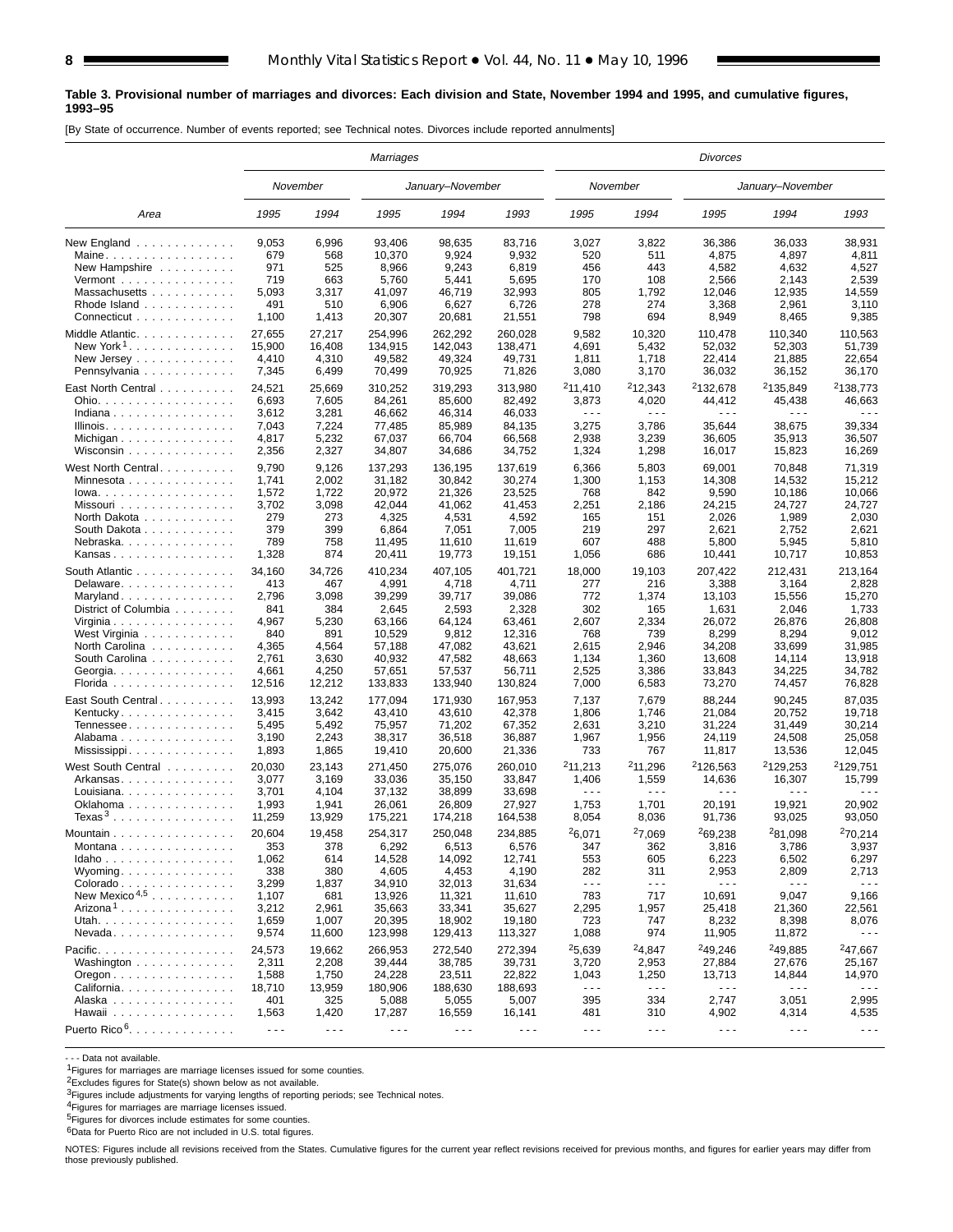**Table 3. Provisional number of marriages and divorces: Each division and State, November 1994 and 1995, and cumulative figures, 1993–95**

[By State of occurrence. Number of events reported; see Technical notes. Divorces include reported annulments]

| Area | Marriages | | | | | Divorces | | | | |
|---|---|---|---|---|---|---|---|---|---|---|
| | November | | January–November | | | November | | January–November | | |
| | 1995 | 1994 | 1995 | 1994 | 1993 | 1995 | 1994 | 1995 | 1994 | 1993 |
| New England | 9,053 | 6,996 | 93,406 | 98,635 | 83,716 | 3,027 | 3,822 | 36,386 | 36,033 | 38,931 |
| Maine | 679 | 568 | 10,370 | 9,924 | 9,932 | 520 | 511 | 4,875 | 4,897 | 4,811 |
| New Hampshire | 971 | 525 | 8,966 | 9,243 | 6,819 | 456 | 443 | 4,582 | 4,632 | 4,527 |
| Vermont | 719 | 663 | 5,760 | 5,441 | 5,695 | 170 | 108 | 2,566 | 2,143 | 2,539 |
| Massachusetts | 5,093 | 3,317 | 41,097 | 46,719 | 32,993 | 805 | 1,792 | 12,046 | 12,935 | 14,559 |
| Rhode Island | 491 | 510 | 6,906 | 6,627 | 6,726 | 278 | 274 | 3,368 | 2,961 | 3,110 |
| Connecticut | 1,100 | 1,413 | 20,307 | 20,681 | 21,551 | 798 | 694 | 8,949 | 8,465 | 9,385 |
| Middle Atlantic | 27,655 | 27,217 | 254,996 | 262,292 | 260,028 | 9,582 | 10,320 | 110,478 | 110,340 | 110,563 |
| New York[1] | 15,900 | 16,408 | 134,915 | 142,043 | 138,471 | 4,691 | 5,432 | 52,032 | 52,303 | 51,739 |
| New Jersey | 4,410 | 4,310 | 49,582 | 49,324 | 49,731 | 1,811 | 1,718 | 22,414 | 21,885 | 22,654 |
| Pennsylvania | 7,345 | 6,499 | 70,499 | 70,925 | 71,826 | 3,080 | 3,170 | 36,032 | 36,152 | 36,170 |
| East North Central | 24,521 | 25,669 | 310,252 | 319,293 | 313,980 | [2]11,410 | [2]12,343 | [2]132,678 | [2]135,849 | [2]138,773 |
| Ohio | 6,693 | 7,605 | 84,261 | 85,600 | 82,492 | 3,873 | 4,020 | 44,412 | 45,438 | 46,663 |
| Indiana | 3,612 | 3,281 | 46,662 | 46,314 | 46,033 | - - - | - - - | - - - | - - - | - - - |
| Illinois | 7,043 | 7,224 | 77,485 | 85,989 | 84,135 | 3,275 | 3,786 | 35,644 | 38,675 | 39,334 |
| Michigan | 4,817 | 5,232 | 67,037 | 66,704 | 66,568 | 2,938 | 3,239 | 36,605 | 35,913 | 36,507 |
| Wisconsin | 2,356 | 2,327 | 34,807 | 34,686 | 34,752 | 1,324 | 1,298 | 16,017 | 15,823 | 16,269 |
| West North Central | 9,790 | 9,126 | 137,293 | 136,195 | 137,619 | 6,366 | 5,803 | 69,001 | 70,848 | 71,319 |
| Minnesota | 1,741 | 2,002 | 31,182 | 30,842 | 30,274 | 1,300 | 1,153 | 14,308 | 14,532 | 15,212 |
| Iowa | 1,572 | 1,722 | 20,972 | 21,326 | 23,525 | 768 | 842 | 9,590 | 10,186 | 10,066 |
| Missouri | 3,702 | 3,098 | 42,044 | 41,062 | 41,453 | 2,251 | 2,186 | 24,215 | 24,727 | 24,727 |
| North Dakota | 279 | 273 | 4,325 | 4,531 | 4,592 | 165 | 151 | 2,026 | 1,989 | 2,030 |
| South Dakota | 379 | 399 | 6,864 | 7,051 | 7,005 | 219 | 297 | 2,621 | 2,752 | 2,621 |
| Nebraska | 789 | 758 | 11,495 | 11,610 | 11,619 | 607 | 488 | 5,800 | 5,945 | 5,810 |
| Kansas | 1,328 | 874 | 20,411 | 19,773 | 19,151 | 1,056 | 686 | 10,441 | 10,717 | 10,853 |
| South Atlantic | 34,160 | 34,726 | 410,234 | 407,105 | 401,721 | 18,000 | 19,103 | 207,422 | 212,431 | 213,164 |
| Delaware | 413 | 467 | 4,991 | 4,718 | 4,711 | 277 | 216 | 3,388 | 3,164 | 2,828 |
| Maryland | 2,796 | 3,098 | 39,299 | 39,717 | 39,086 | 772 | 1,374 | 13,103 | 15,556 | 15,270 |
| District of Columbia | 841 | 384 | 2,645 | 2,593 | 2,328 | 302 | 165 | 1,631 | 2,046 | 1,733 |
| Virginia | 4,967 | 5,230 | 63,166 | 64,124 | 63,461 | 2,607 | 2,334 | 26,072 | 26,876 | 26,808 |
| West Virginia | 840 | 891 | 10,529 | 9,812 | 12,316 | 768 | 739 | 8,299 | 8,294 | 9,012 |
| North Carolina | 4,365 | 4,564 | 57,188 | 47,082 | 43,621 | 2,615 | 2,946 | 34,208 | 33,699 | 31,985 |
| South Carolina | 2,761 | 3,630 | 40,932 | 47,582 | 48,663 | 1,134 | 1,360 | 13,608 | 14,114 | 13,918 |
| Georgia | 4,661 | 4,250 | 57,651 | 57,537 | 56,711 | 2,525 | 3,386 | 33,843 | 34,225 | 34,782 |
| Florida | 12,516 | 12,212 | 133,833 | 133,940 | 130,824 | 7,000 | 6,583 | 73,270 | 74,457 | 76,828 |
| East South Central | 13,993 | 13,242 | 177,094 | 171,930 | 167,953 | 7,137 | 7,679 | 88,244 | 90,245 | 87,035 |
| Kentucky | 3,415 | 3,642 | 43,410 | 43,610 | 42,378 | 1,806 | 1,746 | 21,084 | 20,752 | 19,718 |
| Tennessee | 5,495 | 5,492 | 75,957 | 71,202 | 67,352 | 2,631 | 3,210 | 31,224 | 31,449 | 30,214 |
| Alabama | 3,190 | 2,243 | 38,317 | 36,518 | 36,887 | 1,967 | 1,956 | 24,119 | 24,508 | 25,058 |
| Mississippi | 1,893 | 1,865 | 19,410 | 20,600 | 21,336 | 733 | 767 | 11,817 | 13,536 | 12,045 |
| West South Central | 20,030 | 23,143 | 271,450 | 275,076 | 260,010 | [2]11,213 | [2]11,296 | [2]126,563 | [2]129,253 | [2]129,751 |
| Arkansas | 3,077 | 3,169 | 33,036 | 35,150 | 33,847 | 1,406 | 1,559 | 14,636 | 16,307 | 15,799 |
| Louisiana | 3,701 | 4,104 | 37,132 | 38,899 | 33,698 | - - - | - - - | - - - | - - - | - - - |
| Oklahoma | 1,993 | 1,941 | 26,061 | 26,809 | 27,927 | 1,753 | 1,701 | 20,191 | 19,921 | 20,902 |
| Texas[3] | 11,259 | 13,929 | 175,221 | 174,218 | 164,538 | 8,054 | 8,036 | 91,736 | 93,025 | 93,050 |
| Mountain | 20,604 | 19,458 | 254,317 | 250,048 | 234,885 | [2]6,071 | [2]7,069 | [2]69,238 | [2]81,098 | [2]70,214 |
| Montana | 353 | 378 | 6,292 | 6,513 | 6,576 | 347 | 362 | 3,816 | 3,786 | 3,937 |
| Idaho | 1,062 | 614 | 14,528 | 14,092 | 12,741 | 553 | 605 | 6,223 | 6,502 | 6,297 |
| Wyoming | 338 | 380 | 4,605 | 4,453 | 4,190 | 282 | 311 | 2,953 | 2,809 | 2,713 |
| Colorado | 3,299 | 1,837 | 34,910 | 32,013 | 31,634 | - - - | - - - | - - - | - - - | - - - |
| New Mexico[4,5] | 1,107 | 681 | 13,926 | 11,321 | 11,610 | 783 | 717 | 10,691 | 9,047 | 9,166 |
| Arizona[1] | 3,212 | 2,961 | 35,663 | 33,341 | 35,627 | 2,295 | 1,957 | 25,418 | 21,360 | 22,561 |
| Utah | 1,659 | 1,007 | 20,395 | 18,902 | 19,180 | 723 | 747 | 8,232 | 8,398 | 8,076 |
| Nevada | 9,574 | 11,600 | 123,998 | 129,413 | 113,327 | 1,088 | 974 | 11,905 | 11,872 | - - - |
| Pacific | 24,573 | 19,662 | 266,953 | 272,540 | 272,394 | [2]5,639 | [2]4,847 | [2]49,246 | [2]49,885 | [2]47,667 |
| Washington | 2,311 | 2,208 | 39,444 | 38,785 | 39,731 | 3,720 | 2,953 | 27,884 | 27,676 | 25,167 |
| Oregon | 1,588 | 1,750 | 24,228 | 23,511 | 22,822 | 1,043 | 1,250 | 13,713 | 14,844 | 14,970 |
| California | 18,710 | 13,959 | 180,906 | 188,630 | 188,693 | - - - | - - - | - - - | - - - | - - - |
| Alaska | 401 | 325 | 5,088 | 5,055 | 5,007 | 395 | 334 | 2,747 | 3,051 | 2,995 |
| Hawaii | 1,563 | 1,420 | 17,287 | 16,559 | 16,141 | 481 | 310 | 4,902 | 4,314 | 4,535 |
| Puerto Rico[6] | - - - | - - - | - - - | - - - | - - - | - - - | - - - | - - - | - - - | - - - |

- - - Data not available.

[1]Figures for marriages are marriage licenses issued for some counties.

[2]Excludes figures for State(s) shown below as not available.

[3]Figures include adjustments for varying lengths of reporting periods; see Technical notes.

[4]Figures for marriages are marriage licenses issued.

[5]Figures for divorces include estimates for some counties.

[6]Data for Puerto Rico are not included in U.S. total figures.

NOTES: Figures include all revisions received from the States. Cumulative figures for the current year reflect revisions received for previous months, and figures for earlier years may differ from those previously published.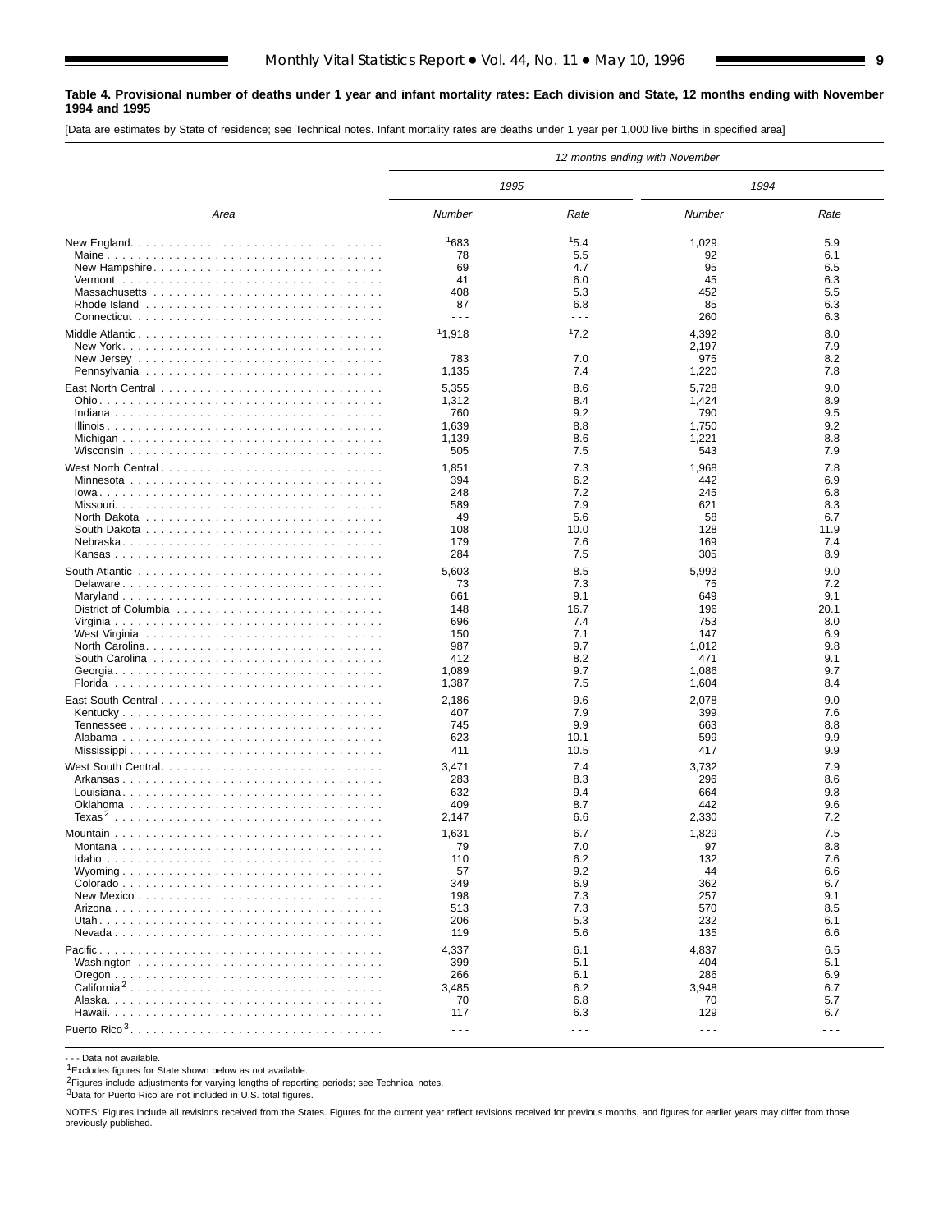**Table 4. Provisional number of deaths under 1 year and infant mortality rates: Each division and State, 12 months ending with November 1994 and 1995**

[Data are estimates by State of residence; see Technical notes. Infant mortality rates are deaths under 1 year per 1,000 live births in specified area]

| Area | 12 months ending with November | | | |
|---|---|---|---|---|
| | 1995 | | 1994 | |
| | Number | Rate | Number | Rate |
| New England | [1]683 | [1]5.4 | 1,029 | 5.9 |
| Maine | 78 | 5.5 | 92 | 6.1 |
| New Hampshire | 69 | 4.7 | 95 | 6.5 |
| Vermont | 41 | 6.0 | 45 | 6.3 |
| Massachusetts | 408 | 5.3 | 452 | 5.5 |
| Rhode Island | 87 | 6.8 | 85 | 6.3 |
| Connecticut | - - - | - - - | 260 | 6.3 |
| Middle Atlantic | [1]1,918 | [1]7.2 | 4,392 | 8.0 |
| New York | - - - | - - - | 2,197 | 7.9 |
| New Jersey | 783 | 7.0 | 975 | 8.2 |
| Pennsylvania | 1,135 | 7.4 | 1,220 | 7.8 |
| East North Central | 5,355 | 8.6 | 5,728 | 9.0 |
| Ohio | 1,312 | 8.4 | 1,424 | 8.9 |
| Indiana | 760 | 9.2 | 790 | 9.5 |
| Illinois | 1,639 | 8.8 | 1,750 | 9.2 |
| Michigan | 1,139 | 8.6 | 1,221 | 8.8 |
| Wisconsin | 505 | 7.5 | 543 | 7.9 |
| West North Central | 1,851 | 7.3 | 1,968 | 7.8 |
| Minnesota | 394 | 6.2 | 442 | 6.9 |
| Iowa | 248 | 7.2 | 245 | 6.8 |
| Missouri | 589 | 7.9 | 621 | 8.3 |
| North Dakota | 49 | 5.6 | 58 | 6.7 |
| South Dakota | 108 | 10.0 | 128 | 11.9 |
| Nebraska | 179 | 7.6 | 169 | 7.4 |
| Kansas | 284 | 7.5 | 305 | 8.9 |
| South Atlantic | 5,603 | 8.5 | 5,993 | 9.0 |
| Delaware | 73 | 7.3 | 75 | 7.2 |
| Maryland | 661 | 9.1 | 649 | 9.1 |
| District of Columbia | 148 | 16.7 | 196 | 20.1 |
| Virginia | 696 | 7.4 | 753 | 8.0 |
| West Virginia | 150 | 7.1 | 147 | 6.9 |
| North Carolina | 987 | 9.7 | 1,012 | 9.8 |
| South Carolina | 412 | 8.2 | 471 | 9.1 |
| Georgia | 1,089 | 9.7 | 1,086 | 9.7 |
| Florida | 1,387 | 7.5 | 1,604 | 8.4 |
| East South Central | 2,186 | 9.6 | 2,078 | 9.0 |
| Kentucky | 407 | 7.9 | 399 | 7.6 |
| Tennessee | 745 | 9.9 | 663 | 8.8 |
| Alabama | 623 | 10.1 | 599 | 9.9 |
| Mississippi | 411 | 10.5 | 417 | 9.9 |
| West South Central | 3,471 | 7.4 | 3,732 | 7.9 |
| Arkansas | 283 | 8.3 | 296 | 8.6 |
| Louisiana | 632 | 9.4 | 664 | 9.8 |
| Oklahoma | 409 | 8.7 | 442 | 9.6 |
| Texas[2] | 2,147 | 6.6 | 2,330 | 7.2 |
| Mountain | 1,631 | 6.7 | 1,829 | 7.5 |
| Montana | 79 | 7.0 | 97 | 8.8 |
| Idaho | 110 | 6.2 | 132 | 7.6 |
| Wyoming | 57 | 9.2 | 44 | 6.6 |
| Colorado | 349 | 6.9 | 362 | 6.7 |
| New Mexico | 198 | 7.3 | 257 | 9.1 |
| Arizona | 513 | 7.3 | 570 | 8.5 |
| Utah | 206 | 5.3 | 232 | 6.1 |
| Nevada | 119 | 5.6 | 135 | 6.6 |
| Pacific | 4,337 | 6.1 | 4,837 | 6.5 |
| Washington | 399 | 5.1 | 404 | 5.1 |
| Oregon | 266 | 6.1 | 286 | 6.9 |
| California[2] | 3,485 | 6.2 | 3,948 | 6.7 |
| Alaska | 70 | 6.8 | 70 | 5.7 |
| Hawaii | 117 | 6.3 | 129 | 6.7 |
| Puerto Rico[3] | - - - | - - - | - - - | - - - |

- - - Data not available.

[1]Excludes figures for State shown below as not available.

[2]Figures include adjustments for varying lengths of reporting periods; see Technical notes.

[3]Data for Puerto Rico are not included in U.S. total figures.

NOTES: Figures include all revisions received from the States. Figures for the current year reflect revisions received for previous months, and figures for earlier years may differ from those previously published.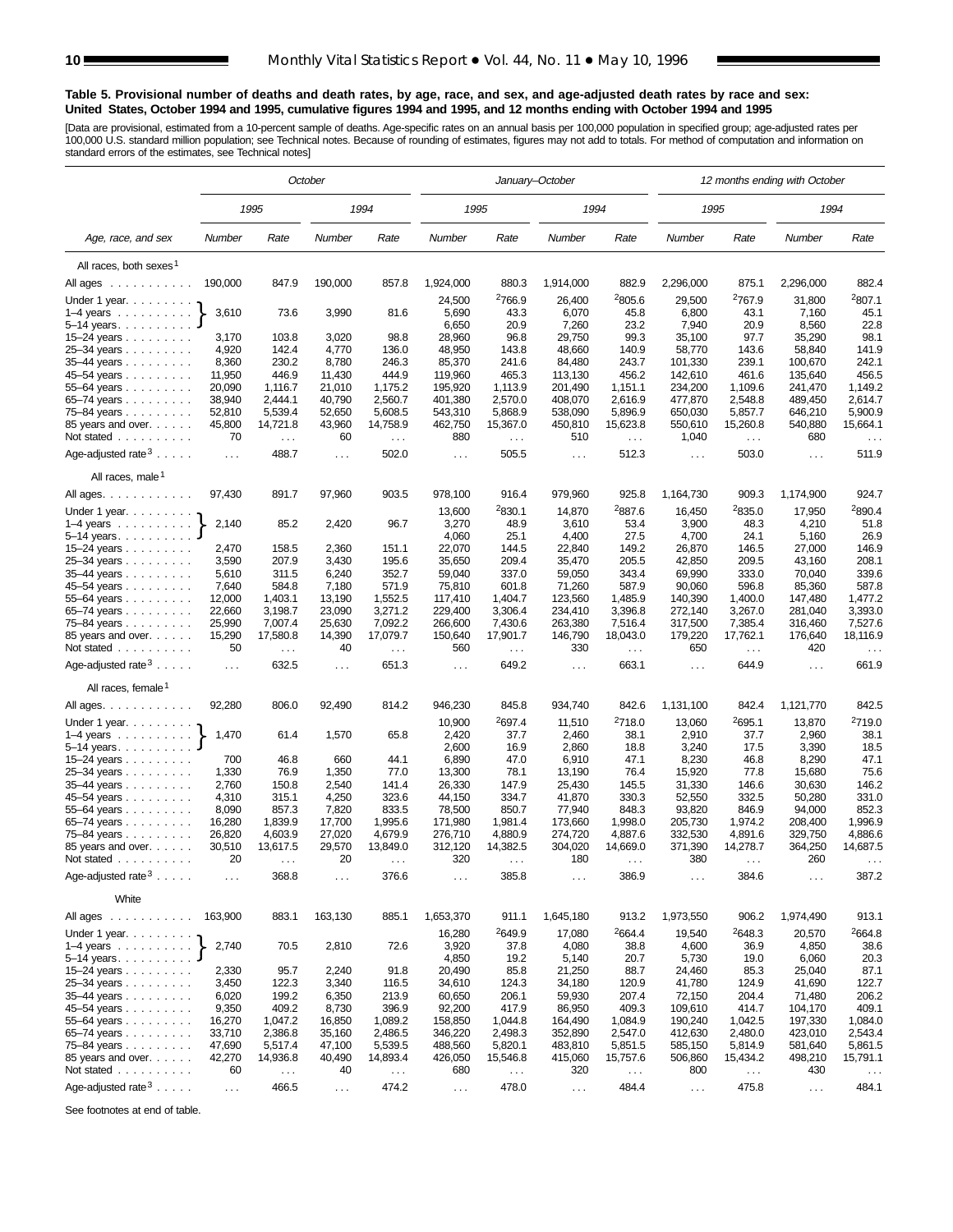**Table 5. Provisional number of deaths and death rates, by age, race, and sex, and age-adjusted death rates by race and sex: United States, October 1994 and 1995, cumulative figures 1994 and 1995, and 12 months ending with October 1994 and 1995**

[Data are provisional, estimated from a 10-percent sample of deaths. Age-specific rates on an annual basis per 100,000 population in specified group; age-adjusted rates per 100,000 U.S. standard million population; see Technical notes. Because of rounding of estimates, figures may not add to totals. For method of computation and information on standard errors of the estimates, see Technical notes]

| Age, race, and sex | October | | | | January–October | | | | 12 months ending with October | | | |
|---|---|---|---|---|---|---|---|---|---|---|---|---|
| | 1995 | | 1994 | | 1995 | | 1994 | | 1995 | | 1994 | |
| | Number | Rate | Number | Rate | Number | Rate | Number | Rate | Number | Rate | Number | Rate |
| **All races, both sexes[1]** | | | | | | | | | | | | |
| All ages | 190,000 | 847.9 | 190,000 | 857.8 | 1,924,000 | 880.3 | 1,914,000 | 882.9 | 2,296,000 | 875.1 | 2,296,000 | 882.4 |
| Under 1 year | 3,610 | 73.6 | 3,990 | 81.6 | 24,500 | [2]766.9 | 26,400 | [2]805.6 | 29,500 | [2]767.9 | 31,800 | [2]807.1 |
| 1–4 years | | | | | 5,690 | 43.3 | 6,070 | 45.8 | 6,800 | 43.1 | 7,160 | 45.1 |
| 5–14 years | | | | | 6,650 | 20.9 | 7,260 | 23.2 | 7,940 | 20.9 | 8,560 | 22.8 |
| 15–24 years | 3,170 | 103.8 | 3,020 | 98.8 | 28,960 | 96.8 | 29,750 | 99.3 | 35,100 | 97.7 | 35,290 | 98.1 |
| 25–34 years | 4,920 | 142.4 | 4,770 | 136.0 | 48,950 | 143.8 | 48,660 | 140.9 | 58,770 | 143.6 | 58,840 | 141.9 |
| 35–44 years | 8,360 | 230.2 | 8,780 | 246.3 | 85,370 | 241.6 | 84,480 | 243.7 | 101,330 | 239.1 | 100,670 | 242.1 |
| 45–54 years | 11,950 | 446.9 | 11,430 | 444.9 | 119,960 | 465.3 | 113,130 | 456.2 | 142,610 | 461.6 | 135,640 | 456.5 |
| 55–64 years | 20,090 | 1,116.7 | 21,010 | 1,175.2 | 195,920 | 1,113.9 | 201,490 | 1,151.1 | 234,200 | 1,109.6 | 241,470 | 1,149.2 |
| 65–74 years | 38,940 | 2,444.1 | 40,790 | 2,560.7 | 401,380 | 2,570.0 | 408,070 | 2,616.9 | 477,870 | 2,548.8 | 489,450 | 2,614.7 |
| 75–84 years | 52,810 | 5,539.4 | 52,650 | 5,608.5 | 543,310 | 5,868.9 | 538,090 | 5,896.9 | 650,030 | 5,857.7 | 646,210 | 5,900.9 |
| 85 years and over | 45,800 | 14,721.8 | 43,960 | 14,758.9 | 462,750 | 15,367.0 | 450,810 | 15,623.8 | 550,610 | 15,260.8 | 540,880 | 15,664.1 |
| Not stated | 70 | . . . | 60 | . . . | 880 | . . . | 510 | . . . | 1,040 | . . . | 680 | . . . |
| Age-adjusted rate[3] | . . . | 488.7 | . . . | 502.0 | . . . | 505.5 | . . . | 512.3 | . . . | 503.0 | . . . | 511.9 |
| **All races, male[1]** | | | | | | | | | | | | |
| All ages | 97,430 | 891.7 | 97,960 | 903.5 | 978,100 | 916.4 | 979,960 | 925.8 | 1,164,730 | 909.3 | 1,174,900 | 924.7 |
| Under 1 year | 2,140 | 85.2 | 2,420 | 96.7 | 13,600 | [2]830.1 | 14,870 | [2]887.6 | 16,450 | [2]835.0 | 17,950 | [2]890.4 |
| 1–4 years | | | | | 3,270 | 48.9 | 3,610 | 53.4 | 3,900 | 48.3 | 4,210 | 51.8 |
| 5–14 years | | | | | 4,060 | 25.1 | 4,400 | 27.5 | 4,700 | 24.1 | 5,160 | 26.9 |
| 15–24 years | 2,470 | 158.5 | 2,360 | 151.1 | 22,070 | 144.5 | 22,840 | 149.2 | 26,870 | 146.5 | 27,000 | 146.9 |
| 25–34 years | 3,590 | 207.9 | 3,430 | 195.6 | 35,650 | 209.4 | 35,470 | 205.5 | 42,850 | 209.5 | 43,160 | 208.1 |
| 35–44 years | 5,610 | 311.5 | 6,240 | 352.7 | 59,040 | 337.0 | 59,050 | 343.4 | 69,990 | 333.0 | 70,040 | 339.6 |
| 45–54 years | 7,640 | 584.8 | 7,180 | 571.9 | 75,810 | 601.8 | 71,260 | 587.9 | 90,060 | 596.8 | 85,360 | 587.8 |
| 55–64 years | 12,000 | 1,403.1 | 13,190 | 1,552.5 | 117,410 | 1,404.7 | 123,560 | 1,485.9 | 140,390 | 1,400.0 | 147,480 | 1,477.2 |
| 65–74 years | 22,660 | 3,198.7 | 23,090 | 3,271.2 | 229,400 | 3,306.4 | 234,410 | 3,396.8 | 272,140 | 3,267.0 | 281,040 | 3,393.0 |
| 75–84 years | 25,990 | 7,007.4 | 25,630 | 7,092.2 | 266,600 | 7,430.6 | 263,380 | 7,516.4 | 317,500 | 7,385.4 | 316,460 | 7,527.6 |
| 85 years and over | 15,290 | 17,580.8 | 14,390 | 17,079.7 | 150,640 | 17,901.7 | 146,790 | 18,043.0 | 179,220 | 17,762.1 | 176,640 | 18,116.9 |
| Not stated | 50 | . . . | 40 | . . . | 560 | . . . | 330 | . . . | 650 | . . . | 420 | . . . |
| Age-adjusted rate[3] | . . . | 632.5 | . . . | 651.3 | . . . | 649.2 | . . . | 663.1 | . . . | 644.9 | . . . | 661.9 |
| **All races, female[1]** | | | | | | | | | | | | |
| All ages | 92,280 | 806.0 | 92,490 | 814.2 | 946,230 | 845.8 | 934,740 | 842.6 | 1,131,100 | 842.4 | 1,121,770 | 842.5 |
| Under 1 year | 1,470 | 61.4 | 1,570 | 65.8 | 10,900 | [2]697.4 | 11,510 | [2]718.0 | 13,060 | [2]695.1 | 13,870 | [2]719.0 |
| 1–4 years | | | | | 2,420 | 37.7 | 2,460 | 38.1 | 2,910 | 37.7 | 2,960 | 38.1 |
| 5–14 years | | | | | 2,600 | 16.9 | 2,860 | 18.8 | 3,240 | 17.5 | 3,390 | 18.5 |
| 15–24 years | 700 | 46.8 | 660 | 44.1 | 6,890 | 47.0 | 6,910 | 47.1 | 8,230 | 46.8 | 8,290 | 47.1 |
| 25–34 years | 1,330 | 76.9 | 1,350 | 77.0 | 13,300 | 78.1 | 13,190 | 76.4 | 15,920 | 77.8 | 15,680 | 75.6 |
| 35–44 years | 2,760 | 150.8 | 2,540 | 141.4 | 26,330 | 147.9 | 25,430 | 145.5 | 31,330 | 146.6 | 30,630 | 146.2 |
| 45–54 years | 4,310 | 315.1 | 4,250 | 323.6 | 44,150 | 334.7 | 41,870 | 330.3 | 52,550 | 332.5 | 50,280 | 331.0 |
| 55–64 years | 8,090 | 857.3 | 7,820 | 833.5 | 78,500 | 850.7 | 77,940 | 848.3 | 93,820 | 846.9 | 94,000 | 852.3 |
| 65–74 years | 16,280 | 1,839.9 | 17,700 | 1,995.6 | 171,980 | 1,981.4 | 173,660 | 1,998.0 | 205,730 | 1,974.2 | 208,400 | 1,996.9 |
| 75–84 years | 26,820 | 4,603.9 | 27,020 | 4,679.9 | 276,710 | 4,880.9 | 274,720 | 4,887.6 | 332,530 | 4,891.6 | 329,750 | 4,886.6 |
| 85 years and over | 30,510 | 13,617.5 | 29,570 | 13,849.0 | 312,120 | 14,382.5 | 304,020 | 14,669.0 | 371,390 | 14,278.7 | 364,250 | 14,687.5 |
| Not stated | 20 | . . . | 20 | . . . | 320 | . . . | 180 | . . . | 380 | . . . | 260 | . . . |
| Age-adjusted rate[3] | . . . | 368.8 | . . . | 376.6 | . . . | 385.8 | . . . | 386.9 | . . . | 384.6 | . . . | 387.2 |
| **White** | | | | | | | | | | | | |
| All ages | 163,900 | 883.1 | 163,130 | 885.1 | 1,653,370 | 911.1 | 1,645,180 | 913.2 | 1,973,550 | 906.2 | 1,974,490 | 913.1 |
| Under 1 year | 2,740 | 70.5 | 2,810 | 72.6 | 16,280 | [2]649.9 | 17,080 | [2]664.4 | 19,540 | [2]648.3 | 20,570 | [2]664.8 |
| 1–4 years | | | | | 3,920 | 37.8 | 4,080 | 38.8 | 4,600 | 36.9 | 4,850 | 38.6 |
| 5–14 years | | | | | 4,850 | 19.2 | 5,140 | 20.7 | 5,730 | 19.0 | 6,060 | 20.3 |
| 15–24 years | 2,330 | 95.7 | 2,240 | 91.8 | 20,490 | 85.8 | 21,250 | 88.7 | 24,460 | 85.3 | 25,040 | 87.1 |
| 25–34 years | 3,450 | 122.3 | 3,340 | 116.5 | 34,610 | 124.3 | 34,180 | 120.9 | 41,780 | 124.9 | 41,690 | 122.7 |
| 35–44 years | 6,020 | 199.2 | 6,350 | 213.9 | 60,650 | 206.1 | 59,930 | 207.4 | 72,150 | 204.4 | 71,480 | 206.2 |
| 45–54 years | 9,350 | 409.2 | 8,730 | 396.9 | 92,200 | 417.9 | 86,950 | 409.3 | 109,610 | 414.7 | 104,170 | 409.1 |
| 55–64 years | 16,270 | 1,047.2 | 16,850 | 1,089.2 | 158,850 | 1,044.8 | 164,490 | 1,084.9 | 190,240 | 1,042.5 | 197,330 | 1,084.0 |
| 65–74 years | 33,710 | 2,386.8 | 35,160 | 2,486.5 | 346,220 | 2,498.3 | 352,890 | 2,547.0 | 412,630 | 2,480.0 | 423,010 | 2,543.4 |
| 75–84 years | 47,690 | 5,517.4 | 47,100 | 5,539.5 | 488,560 | 5,820.1 | 483,810 | 5,851.5 | 585,150 | 5,814.9 | 581,640 | 5,861.5 |
| 85 years and over | 42,270 | 14,936.8 | 40,490 | 14,893.4 | 426,050 | 15,546.8 | 415,060 | 15,757.6 | 506,860 | 15,434.2 | 498,210 | 15,791.1 |
| Not stated | 60 | . . . | 40 | . . . | 680 | . . . | 320 | . . . | 800 | . . . | 430 | . . . |
| Age-adjusted rate[3] | . . . | 466.5 | . . . | 474.2 | . . . | 478.0 | . . . | 484.4 | . . . | 475.8 | . . . | 484.1 |

Note: For October 1995 and 1994, the figures shown on the "Under 1 year" rows are a single combined value covering ages under 1 year through 5–14 years.

See footnotes at end of table.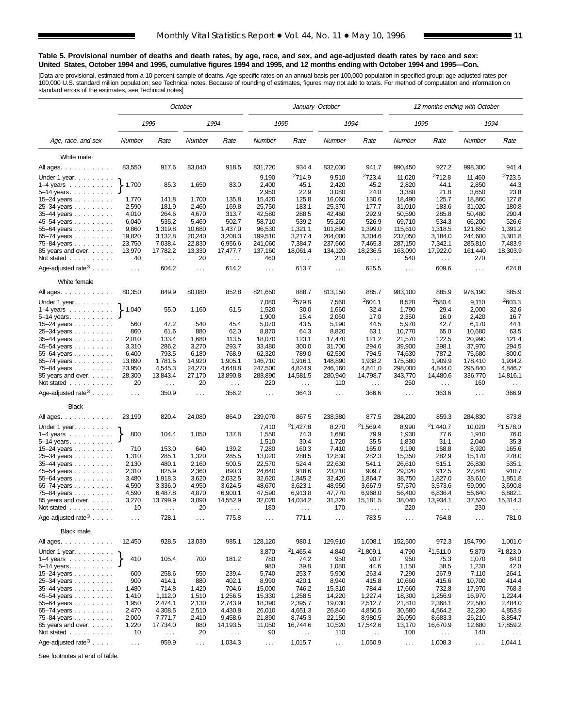**Table 5. Provisional number of deaths and death rates, by age, race, and sex, and age-adjusted death rates by race and sex: United States, October 1994 and 1995, cumulative figures 1994 and 1995, and 12 months ending with October 1994 and 1995—Con.**

[Data are provisional, estimated from a 10-percent sample of deaths. Age-specific rates on an annual basis per 100,000 population in specified group; age-adjusted rates per 100,000 U.S. standard million population; see Technical notes. Because of rounding of estimates, figures may not add to totals. For method of computation and information on standard errors of the estimates, see Technical notes]

| Age, race, and sex | October | | | | January–October | | | | 12 months ending with October | | | |
|---|---|---|---|---|---|---|---|---|---|---|---|---|
| | 1995 | | 1994 | | 1995 | | 1994 | | 1995 | | 1994 | |
| | Number | Rate | Number | Rate | Number | Rate | Number | Rate | Number | Rate | Number | Rate |
| **White male** | | | | | | | | | | | | |
| All ages | 83,550 | 917.6 | 83,040 | 918.5 | 831,720 | 934.4 | 832,030 | 941.7 | 990,450 | 927.2 | 998,300 | 941.4 |
| Under 1 year | | | | | 9,190 | [2]714.9 | 9,510 | [2]723.4 | 11,020 | [2]712.8 | 11,460 | [2]723.5 |
| 1–4 years | 1,700 | 85.3 | 1,650 | 83.0 | 2,400 | 45.1 | 2,420 | 45.2 | 2,820 | 44.1 | 2,850 | 44.3 |
| 5–14 years | | | | | 2,950 | 22.9 | 3,080 | 24.0 | 3,380 | 21.8 | 3,650 | 23.8 |
| 15–24 years | 1,770 | 141.8 | 1,700 | 135.8 | 15,420 | 125.8 | 16,060 | 130.6 | 18,490 | 125.7 | 18,860 | 127.8 |
| 25–34 years | 2,590 | 181.9 | 2,460 | 169.8 | 25,750 | 183.1 | 25,370 | 177.7 | 31,010 | 183.6 | 31,020 | 180.8 |
| 35–44 years | 4,010 | 264.6 | 4,670 | 313.7 | 42,580 | 288.5 | 42,460 | 292.9 | 50,590 | 285.8 | 50,480 | 290.4 |
| 45–54 years | 6,040 | 535.2 | 5,460 | 502.7 | 58,710 | 539.2 | 55,260 | 526.9 | 69,710 | 534.3 | 66,200 | 526.6 |
| 55–64 years | 9,860 | 1,319.8 | 10,680 | 1,437.0 | 96,530 | 1,321.1 | 101,890 | 1,399.0 | 115,610 | 1,318.5 | 121,650 | 1,391.2 |
| 65–74 years | 19,820 | 3,132.8 | 20,240 | 3,208.3 | 199,510 | 3,217.4 | 204,000 | 3,304.6 | 237,050 | 3,184.0 | 244,600 | 3,301.8 |
| 75–84 years | 23,750 | 7,038.4 | 22,830 | 6,956.6 | 241,060 | 7,384.7 | 237,660 | 7,465.3 | 287,150 | 7,342.1 | 285,810 | 7,483.9 |
| 85 years and over | 13,970 | 17,782.2 | 13,330 | 17,477.7 | 137,160 | 18,061.4 | 134,120 | 18,236.5 | 163,090 | 17,922.0 | 161,440 | 18,303.9 |
| Not stated | 40 | . . . | 20 | . . . | 460 | . . . | 210 | . . . | 540 | . . . | 270 | . . . |
| Age-adjusted rate[3] | . . . | 604.2 | . . . | 614.2 | . . . | 613.7 | . . . | 625.5 | . . . | 609.6 | . . . | 624.8 |
| **White female** | | | | | | | | | | | | |
| All ages | 80,350 | 849.9 | 80,080 | 852.8 | 821,650 | 888.7 | 813,150 | 885.7 | 983,100 | 885.9 | 976,190 | 885.9 |
| Under 1 year | | | | | 7,080 | [2]579.8 | 7,560 | [2]604.1 | 8,520 | [2]580.4 | 9,110 | [2]603.3 |
| 1–4 years | 1,040 | 55.0 | 1,160 | 61.5 | 1,520 | 30.0 | 1,660 | 32.4 | 1,790 | 29.4 | 2,000 | 32.6 |
| 5–14 years | | | | | 1,900 | 15.4 | 2,060 | 17.0 | 2,350 | 16.0 | 2,420 | 16.7 |
| 15–24 years | 560 | 47.2 | 540 | 45.4 | 5,070 | 43.5 | 5,190 | 44.5 | 5,970 | 42.7 | 6,170 | 44.1 |
| 25–34 years | 860 | 61.6 | 880 | 62.0 | 8,870 | 64.3 | 8,820 | 63.1 | 10,770 | 65.0 | 10,680 | 63.5 |
| 35–44 years | 2,010 | 133.4 | 1,680 | 113.5 | 18,070 | 123.1 | 17,470 | 121.2 | 21,570 | 122.5 | 20,990 | 121.4 |
| 45–54 years | 3,310 | 286.2 | 3,270 | 293.7 | 33,480 | 300.0 | 31,700 | 294.6 | 39,900 | 298.1 | 37,970 | 294.5 |
| 55–64 years | 6,400 | 793.5 | 6,180 | 768.9 | 62,320 | 789.0 | 62,590 | 794.5 | 74,630 | 787.2 | 75,680 | 800.0 |
| 65–74 years | 13,890 | 1,781.5 | 14,920 | 1,905.1 | 146,710 | 1,916.1 | 148,890 | 1,938.2 | 175,580 | 1,909.9 | 178,410 | 1,934.2 |
| 75–84 years | 23,950 | 4,545.3 | 24,270 | 4,648.8 | 247,500 | 4,824.9 | 246,160 | 4,841.0 | 298,000 | 4,844.0 | 295,840 | 4,846.7 |
| 85 years and over | 28,300 | 13,843.4 | 27,170 | 13,890.8 | 288,890 | 14,581.5 | 280,940 | 14,798.7 | 343,770 | 14,480.6 | 336,770 | 14,816.1 |
| Not stated | 20 | . . . | 20 | . . . | 220 | . . . | 110 | . . . | 250 | . . . | 160 | . . . |
| Age-adjusted rate[3] | . . . | 350.9 | . . . | 356.2 | . . . | 364.3 | . . . | 366.6 | . . . | 363.6 | . . . | 366.9 |
| **Black** | | | | | | | | | | | | |
| All ages | 23,190 | 820.4 | 24,080 | 864.0 | 239,070 | 867.5 | 238,380 | 877.5 | 284,200 | 859.3 | 284,830 | 873.8 |
| Under 1 year | | | | | 7,410 | [2]1,427.8 | 8,270 | [2]1,569.4 | 8,990 | [2]1,440.7 | 10,020 | [2]1,578.0 |
| 1–4 years | 800 | 104.4 | 1,050 | 137.8 | 1,550 | 74.3 | 1,680 | 79.9 | 1,930 | 77.6 | 1,910 | 76.0 |
| 5–14 years | | | | | 1,510 | 30.4 | 1,720 | 35.5 | 1,830 | 31.1 | 2,040 | 35.3 |
| 15–24 years | 710 | 153.0 | 640 | 139.2 | 7,280 | 160.3 | 7,410 | 165.0 | 9,190 | 168.8 | 8,920 | 165.6 |
| 25–34 years | 1,310 | 285.1 | 1,320 | 285.5 | 13,020 | 288.5 | 12,830 | 282.3 | 15,350 | 282.9 | 15,170 | 278.0 |
| 35–44 years | 2,130 | 480.1 | 2,160 | 500.5 | 22,570 | 524.4 | 22,630 | 541.1 | 26,610 | 515.1 | 26,830 | 535.1 |
| 45–54 years | 2,310 | 825.9 | 2,360 | 890.3 | 24,640 | 918.6 | 23,210 | 909.7 | 29,320 | 912.5 | 27,840 | 910.7 |
| 55–64 years | 3,480 | 1,918.3 | 3,620 | 2,032.5 | 32,620 | 1,845.2 | 32,420 | 1,864.7 | 38,750 | 1,827.0 | 38,610 | 1,851.8 |
| 65–74 years | 4,590 | 3,336.0 | 4,950 | 3,624.5 | 48,670 | 3,623.1 | 48,950 | 3,667.9 | 57,570 | 3,573.6 | 59,090 | 3,690.8 |
| 75–84 years | 4,590 | 6,487.8 | 4,870 | 6,900.1 | 47,590 | 6,913.8 | 47,770 | 6,968.0 | 56,400 | 6,836.4 | 56,640 | 6,882.1 |
| 85 years and over | 3,270 | 13,799.9 | 3,090 | 14,552.9 | 32,020 | 14,034.2 | 31,320 | 15,181.5 | 38,040 | 13,934.1 | 37,520 | 15,314.3 |
| Not stated | 10 | . . . | 20 | . . . | 180 | . . . | 170 | . . . | 220 | . . . | 230 | . . . |
| Age-adjusted rate[3] | . . . | 728.1 | . . . | 775.8 | . . . | 771.1 | . . . | 783.5 | . . . | 764.8 | . . . | 781.0 |
| **Black male** | | | | | | | | | | | | |
| All ages | 12,450 | 928.5 | 13,030 | 985.1 | 128,120 | 980.1 | 129,910 | 1,008.1 | 152,500 | 972.3 | 154,790 | 1,001.0 |
| Under 1 year | | | | | 3,870 | [2]1,465.4 | 4,840 | [2]1,809.1 | 4,790 | [2]1,511.0 | 5,870 | [2]1,823.0 |
| 1–4 years | 410 | 105.4 | 700 | 181.2 | 780 | 74.2 | 950 | 90.7 | 950 | 75.3 | 1,070 | 84.0 |
| 5–14 years | | | | | 980 | 39.8 | 1,080 | 44.6 | 1,150 | 38.5 | 1,230 | 42.0 |
| 15–24 years | 600 | 258.6 | 550 | 239.4 | 5,740 | 253.7 | 5,900 | 263.4 | 7,290 | 267.9 | 7,110 | 264.1 |
| 25–34 years | 900 | 414.1 | 880 | 402.1 | 8,990 | 420.1 | 8,940 | 415.8 | 10,660 | 415.6 | 10,700 | 414.4 |
| 35–44 years | 1,480 | 714.8 | 1,420 | 704.6 | 15,000 | 746.2 | 15,310 | 784.4 | 17,660 | 732.8 | 17,970 | 768.3 |
| 45–54 years | 1,410 | 1,112.0 | 1,510 | 1,256.5 | 15,330 | 1,258.5 | 14,220 | 1,227.4 | 18,300 | 1,256.9 | 16,970 | 1,224.4 |
| 55–64 years | 1,950 | 2,474.1 | 2,130 | 2,743.9 | 18,390 | 2,395.7 | 19,030 | 2,512.7 | 21,810 | 2,368.1 | 22,580 | 2,484.0 |
| 65–74 years | 2,470 | 4,308.5 | 2,510 | 4,430.8 | 26,010 | 4,651.3 | 26,840 | 4,850.5 | 30,580 | 4,564.2 | 32,230 | 4,853.9 |
| 75–84 years | 2,000 | 7,771.7 | 2,410 | 9,458.6 | 21,890 | 8,745.3 | 22,150 | 8,980.5 | 26,050 | 8,683.3 | 26,210 | 8,854.7 |
| 85 years and over | 1,220 | 17,734.0 | 880 | 14,193.5 | 11,050 | 16,744.6 | 10,520 | 17,542.6 | 13,170 | 16,670.9 | 12,680 | 17,859.2 |
| Not stated | 10 | . . . | 20 | . . . | 90 | . . . | 110 | . . . | 100 | . . . | 140 | . . . |
| Age-adjusted rate[3] | . . . | 959.9 | . . . | 1,034.3 | . . . | 1,015.7 | . . . | 1,050.9 | . . . | 1,008.3 | . . . | 1,044.1 |

Note: For October columns, the figures shown on the 1–4 years row cover the combined age group Under 1 year through 5–14 years.

See footnotes at end of table.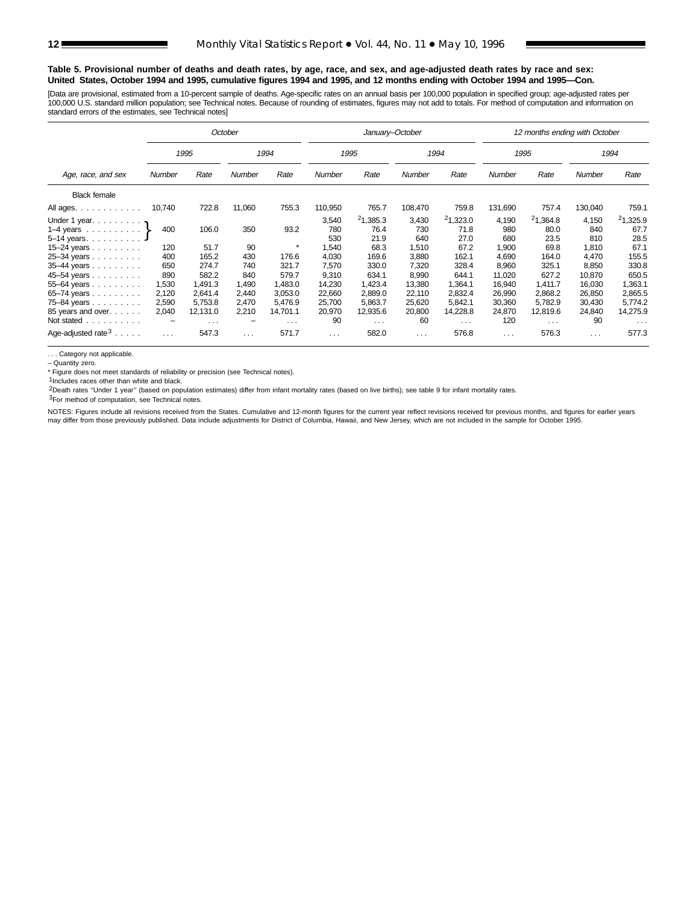**Table 5. Provisional number of deaths and death rates, by age, race, and sex, and age-adjusted death rates by race and sex: United States, October 1994 and 1995, cumulative figures 1994 and 1995, and 12 months ending with October 1994 and 1995—Con.**

[Data are provisional, estimated from a 10-percent sample of deaths. Age-specific rates on an annual basis per 100,000 population in specified group; age-adjusted rates per 100,000 U.S. standard million population; see Technical notes. Because of rounding of estimates, figures may not add to totals. For method of computation and information on standard errors of the estimates, see Technical notes]

| Age, race, and sex | October | | | | January–October | | | | 12 months ending with October | | | |
|---|---|---|---|---|---|---|---|---|---|---|---|---|
| | 1995 | | 1994 | | 1995 | | 1994 | | 1995 | | 1994 | |
| | Number | Rate | Number | Rate | Number | Rate | Number | Rate | Number | Rate | Number | Rate |
| Black female | | | | | | | | | | | | |
| All ages | 10,740 | 722.8 | 11,060 | 755.3 | 110,950 | 765.7 | 108,470 | 759.8 | 131,690 | 757.4 | 130,040 | 759.1 |
| Under 1 year | 400 | 106.0 | 350 | 93.2 | 3,540 | [2]1,385.3 | 3,430 | [2]1,323.0 | 4,190 | [2]1,364.8 | 4,150 | [2]1,325.9 |
| 1–4 years | | | | | 780 | 76.4 | 730 | 71.8 | 980 | 80.0 | 840 | 67.7 |
| 5–14 years | | | | | 530 | 21.9 | 640 | 27.0 | 680 | 23.5 | 810 | 28.5 |
| 15–24 years | 120 | 51.7 | 90 | * | 1,540 | 68.3 | 1,510 | 67.2 | 1,900 | 69.8 | 1,810 | 67.1 |
| 25–34 years | 400 | 165.2 | 430 | 176.6 | 4,030 | 169.6 | 3,880 | 162.1 | 4,690 | 164.0 | 4,470 | 155.5 |
| 35–44 years | 650 | 274.7 | 740 | 321.7 | 7,570 | 330.0 | 7,320 | 328.4 | 8,960 | 325.1 | 8,850 | 330.8 |
| 45–54 years | 890 | 582.2 | 840 | 579.7 | 9,310 | 634.1 | 8,990 | 644.1 | 11,020 | 627.2 | 10,870 | 650.5 |
| 55–64 years | 1,530 | 1,491.3 | 1,490 | 1,483.0 | 14,230 | 1,423.4 | 13,380 | 1,364.1 | 16,940 | 1,411.7 | 16,030 | 1,363.1 |
| 65–74 years | 2,120 | 2,641.4 | 2,440 | 3,053.0 | 22,660 | 2,889.0 | 22,110 | 2,832.4 | 26,990 | 2,868.2 | 26,850 | 2,865.5 |
| 75–84 years | 2,590 | 5,753.8 | 2,470 | 5,476.9 | 25,700 | 5,863.7 | 25,620 | 5,842.1 | 30,360 | 5,782.9 | 30,430 | 5,774.2 |
| 85 years and over | 2,040 | 12,131.0 | 2,210 | 14,701.1 | 20,970 | 12,935.6 | 20,800 | 14,228.8 | 24,870 | 12,819.6 | 24,840 | 14,275.9 |
| Not stated | – | . . . | – | . . . | 90 | . . . | 60 | . . . | 120 | . . . | 90 | . . . |
| Age-adjusted rate[3] | . . . | 547.3 | . . . | 571.7 | . . . | 582.0 | . . . | 576.8 | . . . | 576.3 | . . . | 577.3 |

Note: For October, the figures for Under 1 year, 1–4 years, and 5–14 years are combined.

. . . Category not applicable.
– Quantity zero.
* Figure does not meet standards of reliability or precision (see Technical notes).
[1]Includes races other than white and black.
[2]Death rates ''Under 1 year'' (based on population estimates) differ from infant mortality rates (based on live births); see table 9 for infant mortality rates.
[3]For method of computation, see Technical notes.

NOTES: Figures include all revisions received from the States. Cumulative and 12-month figures for the current year reflect revisions received for previous months, and figures for earlier years may differ from those previously published. Data include adjustments for District of Columbia, Hawaii, and New Jersey, which are not included in the sample for October 1995.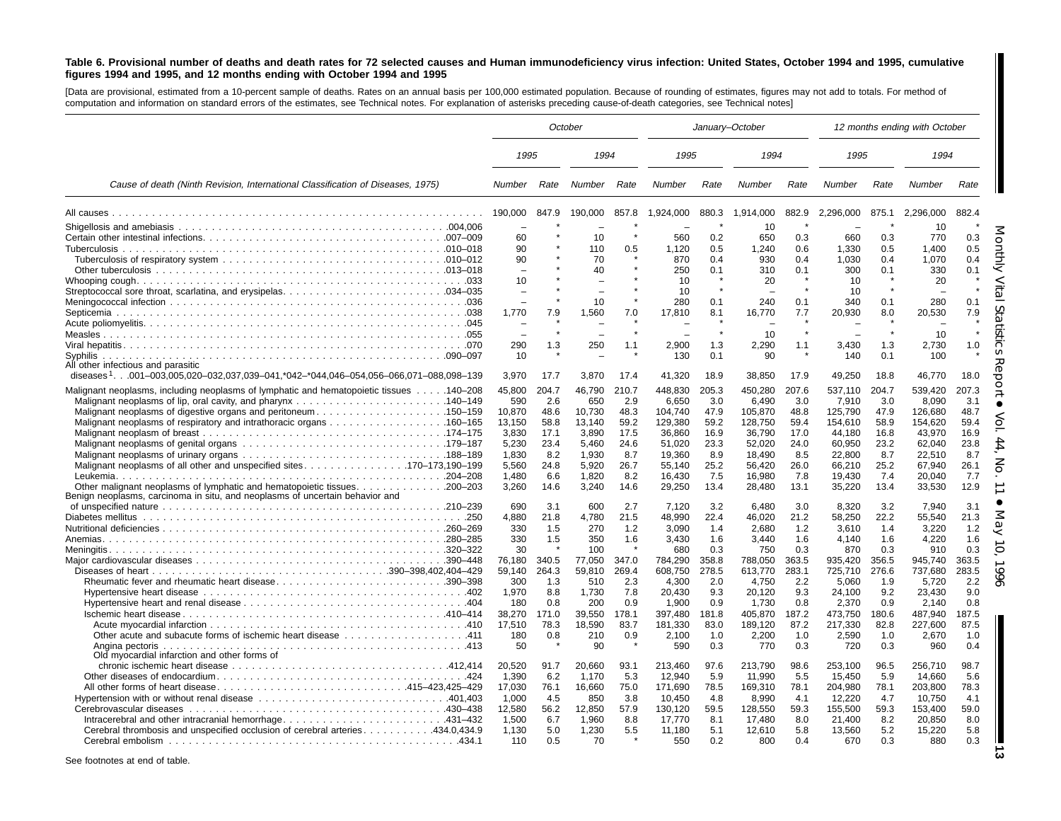**Table 6. Provisional number of deaths and death rates for 72 selected causes and Human immunodeficiency virus infection: United States, October 1994 and 1995, cumulative figures 1994 and 1995, and 12 months ending with October 1994 and 1995**

[Data are provisional, estimated from a 10-percent sample of deaths. Rates on an annual basis per 100,000 estimated population. Because of rounding of estimates, figures may not add to totals. For method of computation and information on standard errors of the estimates, see Technical notes. For explanation of asterisks preceding cause-of-death categories, see Technical notes]

| Cause of death (Ninth Revision, International Classification of Diseases, 1975) | October | | | | January–October | | | | 12 months ending with October | | | |
|---|---|---|---|---|---|---|---|---|---|---|---|---|
| | 1995 | | 1994 | | 1995 | | 1994 | | 1995 | | 1994 | |
| | Number | Rate | Number | Rate | Number | Rate | Number | Rate | Number | Rate | Number | Rate |
| All causes | 190,000 | 847.9 | 190,000 | 857.8 | 1,924,000 | 880.3 | 1,914,000 | 882.9 | 2,296,000 | 875.1 | 2,296,000 | 882.4 |
| Shigellosis and amebiasis .004,006 | – | * | – | * | – | * | 10 | * | – | * | 10 | * |
| Certain other intestinal infections .007–009 | 60 | * | 10 | * | 560 | 0.2 | 650 | 0.3 | 660 | 0.3 | 770 | 0.3 |
| Tuberculosis .010–018 | 90 | * | 110 | 0.5 | 1,120 | 0.5 | 1,240 | 0.6 | 1,330 | 0.5 | 1,400 | 0.5 |
| Tuberculosis of respiratory system .010–012 | 90 | * | 70 | * | 870 | 0.4 | 930 | 0.4 | 1,030 | 0.4 | 1,070 | 0.4 |
| Other tuberculosis .013–018 | – | * | 40 | * | 250 | 0.1 | 310 | 0.1 | 300 | 0.1 | 330 | 0.1 |
| Whooping cough .033 | 10 | * | – | * | 10 | * | 20 | * | 10 | * | 20 | * |
| Streptococcal sore throat, scarlatina, and erysipelas .034–035 | – | * | – | * | 10 | * | – | * | 10 | * | – | * |
| Meningococcal infection .036 | – | * | 10 | * | 280 | 0.1 | 240 | 0.1 | 340 | 0.1 | 280 | 0.1 |
| Septicemia .038 | 1,770 | 7.9 | 1,560 | 7.0 | 17,810 | 8.1 | 16,770 | 7.7 | 20,930 | 8.0 | 20,530 | 7.9 |
| Acute poliomyelitis .045 | – | * | – | * | – | * | – | * | – | * | – | * |
| Measles .055 | – | * | – | * | – | * | 10 | * | – | * | 10 | * |
| Viral hepatitis .070 | 290 | 1.3 | 250 | 1.1 | 2,900 | 1.3 | 2,290 | 1.1 | 3,430 | 1.3 | 2,730 | 1.0 |
| Syphilis .090–097 | 10 | * | – | * | 130 | 0.1 | 90 | * | 140 | 0.1 | 100 | * |
| All other infectious and parasitic diseases[1] .001–003,005,020–032,037,039–041,*042–*044,046–054,056–066,071–088,098–139 | 3,970 | 17.7 | 3,870 | 17.4 | 41,320 | 18.9 | 38,850 | 17.9 | 49,250 | 18.8 | 46,770 | 18.0 |
| Malignant neoplasms, including neoplasms of lymphatic and hematopoietic tissues .140–208 | 45,800 | 204.7 | 46,790 | 210.7 | 448,830 | 205.3 | 450,280 | 207.6 | 537,110 | 204.7 | 539,420 | 207.3 |
| Malignant neoplasms of lip, oral cavity, and pharynx .140–149 | 590 | 2.6 | 650 | 2.9 | 6,650 | 3.0 | 6,490 | 3.0 | 7,910 | 3.0 | 8,090 | 3.1 |
| Malignant neoplasms of digestive organs and peritoneum .150–159 | 10,870 | 48.6 | 10,730 | 48.3 | 104,740 | 47.9 | 105,870 | 48.8 | 125,790 | 47.9 | 126,680 | 48.7 |
| Malignant neoplasms of respiratory and intrathoracic organs .160–165 | 13,150 | 58.8 | 13,140 | 59.2 | 129,380 | 59.2 | 128,750 | 59.4 | 154,610 | 58.9 | 154,620 | 59.4 |
| Malignant neoplasm of breast .174–175 | 3,830 | 17.1 | 3,890 | 17.5 | 36,860 | 16.9 | 36,790 | 17.0 | 44,180 | 16.8 | 43,970 | 16.9 |
| Malignant neoplasms of genital organs .179–187 | 5,230 | 23.4 | 5,460 | 24.6 | 51,020 | 23.3 | 52,020 | 24.0 | 60,950 | 23.2 | 62,040 | 23.8 |
| Malignant neoplasms of urinary organs .188–189 | 1,830 | 8.2 | 1,930 | 8.7 | 19,360 | 8.9 | 18,490 | 8.5 | 22,800 | 8.7 | 22,510 | 8.7 |
| Malignant neoplasms of all other and unspecified sites .170–173,190–199 | 5,560 | 24.8 | 5,920 | 26.7 | 55,140 | 25.2 | 56,420 | 26.0 | 66,210 | 25.2 | 67,940 | 26.1 |
| Leukemia .204–208 | 1,480 | 6.6 | 1,820 | 8.2 | 16,430 | 7.5 | 16,980 | 7.8 | 19,430 | 7.4 | 20,040 | 7.7 |
| Other malignant neoplasms of lymphatic and hematopoietic tissues .200–203 | 3,260 | 14.6 | 3,240 | 14.6 | 29,250 | 13.4 | 28,480 | 13.1 | 35,220 | 13.4 | 33,530 | 12.9 |
| Benign neoplasms, carcinoma in situ, and neoplasms of uncertain behavior and of unspecified nature .210–239 | 690 | 3.1 | 600 | 2.7 | 7,120 | 3.2 | 6,480 | 3.0 | 8,320 | 3.2 | 7,940 | 3.1 |
| Diabetes mellitus .250 | 4,880 | 21.8 | 4,780 | 21.5 | 48,990 | 22.4 | 46,020 | 21.2 | 58,250 | 22.2 | 55,540 | 21.3 |
| Nutritional deficiencies .260–269 | 330 | 1.5 | 270 | 1.2 | 3,090 | 1.4 | 2,680 | 1.2 | 3,610 | 1.4 | 3,220 | 1.2 |
| Anemias .280–285 | 330 | 1.5 | 350 | 1.6 | 3,430 | 1.6 | 3,440 | 1.6 | 4,140 | 1.6 | 4,220 | 1.6 |
| Meningitis .320–322 | 30 | * | 100 | * | 680 | 0.3 | 750 | 0.3 | 870 | 0.3 | 910 | 0.3 |
| Major cardiovascular diseases .390–448 | 76,180 | 340.5 | 77,050 | 347.0 | 784,290 | 358.8 | 788,050 | 363.5 | 935,420 | 356.5 | 945,740 | 363.5 |
| Diseases of heart .390–398,402,404–429 | 59,140 | 264.3 | 59,810 | 269.4 | 608,750 | 278.5 | 613,770 | 283.1 | 725,710 | 276.6 | 737,680 | 283.5 |
| Rheumatic fever and rheumatic heart disease .390–398 | 300 | 1.3 | 510 | 2.3 | 4,300 | 2.0 | 4,750 | 2.2 | 5,060 | 1.9 | 5,720 | 2.2 |
| Hypertensive heart disease .402 | 1,970 | 8.8 | 1,730 | 7.8 | 20,430 | 9.3 | 20,120 | 9.3 | 24,100 | 9.2 | 23,430 | 9.0 |
| Hypertensive heart and renal disease .404 | 180 | 0.8 | 200 | 0.9 | 1,900 | 0.9 | 1,730 | 0.8 | 2,370 | 0.9 | 2,140 | 0.8 |
| Ischemic heart disease .410–414 | 38,270 | 171.0 | 39,550 | 178.1 | 397,480 | 181.8 | 405,870 | 187.2 | 473,750 | 180.6 | 487,940 | 187.5 |
| Acute myocardial infarction .410 | 17,510 | 78.3 | 18,590 | 83.7 | 181,330 | 83.0 | 189,120 | 87.2 | 217,330 | 82.8 | 227,600 | 87.5 |
| Other acute and subacute forms of ischemic heart disease .411 | 180 | 0.8 | 210 | 0.9 | 2,100 | 1.0 | 2,200 | 1.0 | 2,590 | 1.0 | 2,670 | 1.0 |
| Angina pectoris .413 | 50 | * | 90 | * | 590 | 0.3 | 770 | 0.3 | 720 | 0.3 | 960 | 0.4 |
| Old myocardial infarction and other forms of chronic ischemic heart disease .412,414 | 20,520 | 91.7 | 20,660 | 93.1 | 213,460 | 97.6 | 213,790 | 98.6 | 253,100 | 96.5 | 256,710 | 98.7 |
| Other diseases of endocardium .424 | 1,390 | 6.2 | 1,170 | 5.3 | 12,940 | 5.9 | 11,990 | 5.5 | 15,450 | 5.9 | 14,660 | 5.6 |
| All other forms of heart disease .415–423,425–429 | 17,030 | 76.1 | 16,660 | 75.0 | 171,690 | 78.5 | 169,310 | 78.1 | 204,980 | 78.1 | 203,800 | 78.3 |
| Hypertension with or without renal disease .401,403 | 1,000 | 4.5 | 850 | 3.8 | 10,450 | 4.8 | 8,990 | 4.1 | 12,220 | 4.7 | 10,750 | 4.1 |
| Cerebrovascular diseases .430–438 | 12,580 | 56.2 | 12,850 | 57.9 | 130,120 | 59.5 | 128,550 | 59.3 | 155,500 | 59.3 | 153,400 | 59.0 |
| Intracerebral and other intracranial hemorrhage .431–432 | 1,500 | 6.7 | 1,960 | 8.8 | 17,770 | 8.1 | 17,480 | 8.0 | 21,400 | 8.2 | 20,850 | 8.0 |
| Cerebral thrombosis and unspecified occlusion of cerebral arteries .434.0,434.9 | 1,130 | 5.0 | 1,230 | 5.5 | 11,180 | 5.1 | 12,610 | 5.8 | 13,560 | 5.2 | 15,220 | 5.8 |
| Cerebral embolism .434.1 | 110 | 0.5 | 70 | * | 550 | 0.2 | 800 | 0.4 | 670 | 0.3 | 880 | 0.3 |

See footnotes at end of table.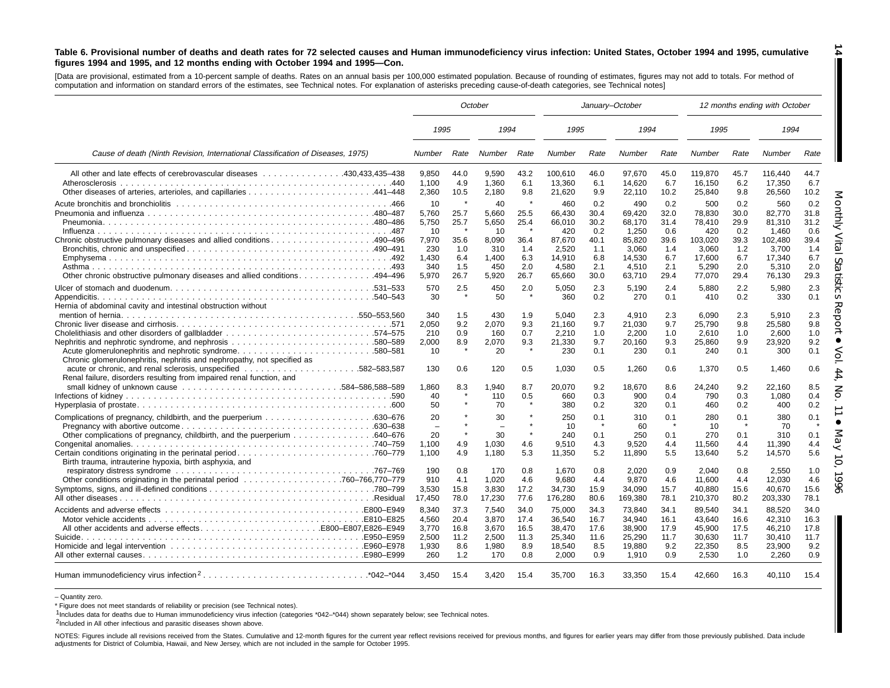**Table 6. Provisional number of deaths and death rates for 72 selected causes and Human immunodeficiency virus infection: United States, October 1994 and 1995, cumulative figures 1994 and 1995, and 12 months ending with October 1994 and 1995—Con.**

[Data are provisional, estimated from a 10-percent sample of deaths. Rates on an annual basis per 100,000 estimated population. Because of rounding of estimates, figures may not add to totals. For method of computation and information on standard errors of the estimates, see Technical notes. For explanation of asterisks preceding cause-of-death categories, see Technical notes]

| Cause of death (Ninth Revision, International Classification of Diseases, 1975) | October | | | | January–October | | | | 12 months ending with October | | | |
|---|---|---|---|---|---|---|---|---|---|---|---|---|
| | 1995 | | 1994 | | 1995 | | 1994 | | 1995 | | 1994 | |
| | Number | Rate | Number | Rate | Number | Rate | Number | Rate | Number | Rate | Number | Rate |
| All other and late effects of cerebrovascular diseases .430,433,435–438 | 9,850 | 44.0 | 9,590 | 43.2 | 100,610 | 46.0 | 97,670 | 45.0 | 119,870 | 45.7 | 116,440 | 44.7 |
| Atherosclerosis .440 | 1,100 | 4.9 | 1,360 | 6.1 | 13,360 | 6.1 | 14,620 | 6.7 | 16,150 | 6.2 | 17,350 | 6.7 |
| Other diseases of arteries, arterioles, and capillaries .441–448 | 2,360 | 10.5 | 2,180 | 9.8 | 21,620 | 9.9 | 22,110 | 10.2 | 25,840 | 9.8 | 26,560 | 10.2 |
| Acute bronchitis and bronchiolitis .466 | 10 | * | 40 | * | 460 | 0.2 | 490 | 0.2 | 500 | 0.2 | 560 | 0.2 |
| Pneumonia and influenza .480–487 | 5,760 | 25.7 | 5,660 | 25.5 | 66,430 | 30.4 | 69,420 | 32.0 | 78,830 | 30.0 | 82,770 | 31.8 |
| Pneumonia .480–486 | 5,750 | 25.7 | 5,650 | 25.4 | 66,010 | 30.2 | 68,170 | 31.4 | 78,410 | 29.9 | 81,310 | 31.2 |
| Influenza .487 | 10 | * | 10 | * | 420 | 0.2 | 1,250 | 0.6 | 420 | 0.2 | 1,460 | 0.6 |
| Chronic obstructive pulmonary diseases and allied conditions .490–496 | 7,970 | 35.6 | 8,090 | 36.4 | 87,670 | 40.1 | 85,820 | 39.6 | 103,020 | 39.3 | 102,480 | 39.4 |
| Bronchitis, chronic and unspecified .490–491 | 230 | 1.0 | 310 | 1.4 | 2,520 | 1.1 | 3,060 | 1.4 | 3,060 | 1.2 | 3,700 | 1.4 |
| Emphysema .492 | 1,430 | 6.4 | 1,400 | 6.3 | 14,910 | 6.8 | 14,530 | 6.7 | 17,600 | 6.7 | 17,340 | 6.7 |
| Asthma .493 | 340 | 1.5 | 450 | 2.0 | 4,580 | 2.1 | 4,510 | 2.1 | 5,290 | 2.0 | 5,310 | 2.0 |
| Other chronic obstructive pulmonary diseases and allied conditions .494–496 | 5,970 | 26.7 | 5,920 | 26.7 | 65,660 | 30.0 | 63,710 | 29.4 | 77,070 | 29.4 | 76,130 | 29.3 |
| Ulcer of stomach and duodenum .531–533 | 570 | 2.5 | 450 | 2.0 | 5,050 | 2.3 | 5,190 | 2.4 | 5,880 | 2.2 | 5,980 | 2.3 |
| Appendicitis .540–543 | 30 | * | 50 | * | 360 | 0.2 | 270 | 0.1 | 410 | 0.2 | 330 | 0.1 |
| Hernia of abdominal cavity and intestinal obstruction without mention of hernia .550–553,560 | 340 | 1.5 | 430 | 1.9 | 5,040 | 2.3 | 4,910 | 2.3 | 6,090 | 2.3 | 5,910 | 2.3 |
| Chronic liver disease and cirrhosis .571 | 2,050 | 9.2 | 2,070 | 9.3 | 21,160 | 9.7 | 21,030 | 9.7 | 25,790 | 9.8 | 25,580 | 9.8 |
| Cholelithiasis and other disorders of gallbladder .574–575 | 210 | 0.9 | 160 | 0.7 | 2,210 | 1.0 | 2,200 | 1.0 | 2,610 | 1.0 | 2,600 | 1.0 |
| Nephritis and nephrotic syndrome, and nephrosis .580–589 | 2,000 | 8.9 | 2,070 | 9.3 | 21,330 | 9.7 | 20,160 | 9.3 | 25,860 | 9.9 | 23,920 | 9.2 |
| Acute glomerulonephritis and nephrotic syndrome .580–581 | 10 | * | 20 | * | 230 | 0.1 | 230 | 0.1 | 240 | 0.1 | 300 | 0.1 |
| Chronic glomerulonephritis, nephritis and nephropathy, not specified as acute or chronic, and renal sclerosis, unspecified .582–583,587 | 130 | 0.6 | 120 | 0.5 | 1,030 | 0.5 | 1,260 | 0.6 | 1,370 | 0.5 | 1,460 | 0.6 |
| Renal failure, disorders resulting from impaired renal function, and small kidney of unknown cause .584–586,588–589 | 1,860 | 8.3 | 1,940 | 8.7 | 20,070 | 9.2 | 18,670 | 8.6 | 24,240 | 9.2 | 22,160 | 8.5 |
| Infections of kidney .590 | 40 | * | 110 | 0.5 | 660 | 0.3 | 900 | 0.4 | 790 | 0.3 | 1,080 | 0.4 |
| Hyperplasia of prostate .600 | 50 | * | 70 | * | 380 | 0.2 | 320 | 0.1 | 460 | 0.2 | 400 | 0.2 |
| Complications of pregnancy, childbirth, and the puerperium .630–676 | 20 | * | 30 | * | 250 | 0.1 | 310 | 0.1 | 280 | 0.1 | 380 | 0.1 |
| Pregnancy with abortive outcome .630–638 | – | * | – | * | 10 | * | 60 | * | 10 | * | 70 | * |
| Other complications of pregnancy, childbirth, and the puerperium .640–676 | 20 | * | 30 | * | 240 | 0.1 | 250 | 0.1 | 270 | 0.1 | 310 | 0.1 |
| Congenital anomalies .740–759 | 1,100 | 4.9 | 1,030 | 4.6 | 9,510 | 4.3 | 9,520 | 4.4 | 11,560 | 4.4 | 11,390 | 4.4 |
| Certain conditions originating in the perinatal period .760–779 | 1,100 | 4.9 | 1,180 | 5.3 | 11,350 | 5.2 | 11,890 | 5.5 | 13,640 | 5.2 | 14,570 | 5.6 |
| Birth trauma, intrauterine hypoxia, birth asphyxia, and respiratory distress syndrome .767–769 | 190 | 0.8 | 170 | 0.8 | 1,670 | 0.8 | 2,020 | 0.9 | 2,040 | 0.8 | 2,550 | 1.0 |
| Other conditions originating in the perinatal period .760–766,770–779 | 910 | 4.1 | 1,020 | 4.6 | 9,680 | 4.4 | 9,870 | 4.6 | 11,600 | 4.4 | 12,030 | 4.6 |
| Symptoms, signs, and ill-defined conditions .780–799 | 3,530 | 15.8 | 3,830 | 17.2 | 34,730 | 15.9 | 34,090 | 15.7 | 40,880 | 15.6 | 40,670 | 15.6 |
| All other diseases .Residual | 17,450 | 78.0 | 17,230 | 77.6 | 176,280 | 80.6 | 169,380 | 78.1 | 210,370 | 80.2 | 203,330 | 78.1 |
| Accidents and adverse effects .E800–E949 | 8,340 | 37.3 | 7,540 | 34.0 | 75,000 | 34.3 | 73,840 | 34.1 | 89,540 | 34.1 | 88,520 | 34.0 |
| Motor vehicle accidents .E810–E825 | 4,560 | 20.4 | 3,870 | 17.4 | 36,540 | 16.7 | 34,940 | 16.1 | 43,640 | 16.6 | 42,310 | 16.3 |
| All other accidents and adverse effects .E800–E807,E826–E949 | 3,770 | 16.8 | 3,670 | 16.5 | 38,470 | 17.6 | 38,900 | 17.9 | 45,900 | 17.5 | 46,210 | 17.8 |
| Suicide .E950–E959 | 2,500 | 11.2 | 2,500 | 11.3 | 25,340 | 11.6 | 25,290 | 11.7 | 30,630 | 11.7 | 30,410 | 11.7 |
| Homicide and legal intervention .E960–E978 | 1,930 | 8.6 | 1,980 | 8.9 | 18,540 | 8.5 | 19,880 | 9.2 | 22,350 | 8.5 | 23,900 | 9.2 |
| All other external causes .E980–E999 | 260 | 1.2 | 170 | 0.8 | 2,000 | 0.9 | 1,910 | 0.9 | 2,530 | 1.0 | 2,260 | 0.9 |
| Human immunodeficiency virus infection[2] .*042–*044 | 3,450 | 15.4 | 3,420 | 15.4 | 35,700 | 16.3 | 33,350 | 15.4 | 42,660 | 16.3 | 40,110 | 15.4 |

– Quantity zero.

* Figure does not meet standards of reliability or precision (see Technical notes).

[1]Includes data for deaths due to Human immunodeficiency virus infection (categories *042–*044) shown separately below; see Technical notes.

[2]Included in All other infectious and parasitic diseases shown above.

NOTES: Figures include all revisions received from the States. Cumulative and 12-month figures for the current year reflect revisions received for previous months, and figures for earlier years may differ from those previously published. Data include adjustments for District of Columbia, Hawaii, and New Jersey, which are not included in the sample for October 1995.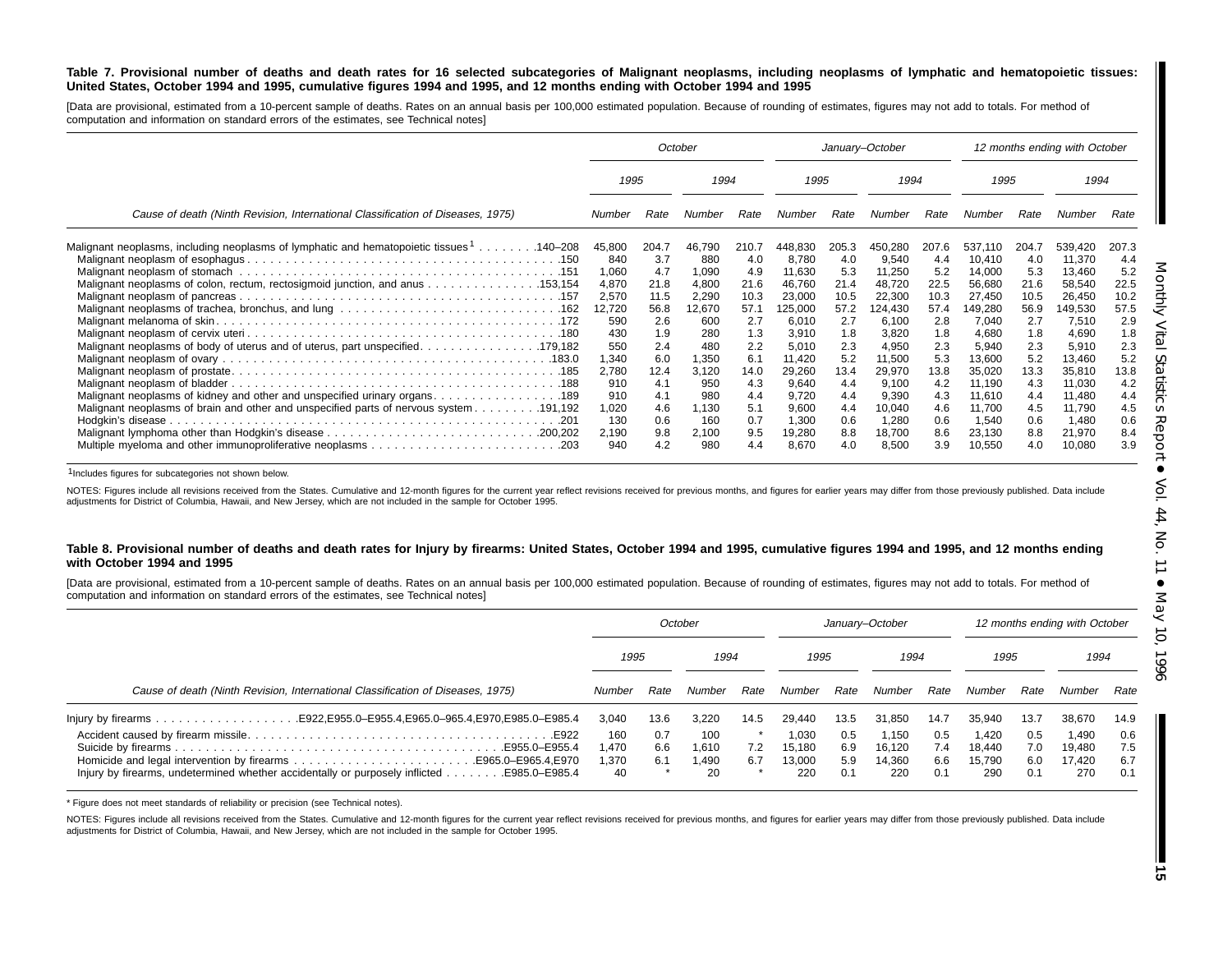**Table 7. Provisional number of deaths and death rates for 16 selected subcategories of Malignant neoplasms, including neoplasms of lymphatic and hematopoietic tissues: United States, October 1994 and 1995, cumulative figures 1994 and 1995, and 12 months ending with October 1994 and 1995**

[Data are provisional, estimated from a 10-percent sample of deaths. Rates on an annual basis per 100,000 estimated population. Because of rounding of estimates, figures may not add to totals. For method of computation and information on standard errors of the estimates, see Technical notes]

| Cause of death (Ninth Revision, International Classification of Diseases, 1975) | October | | | | January–October | | | | 12 months ending with October | | | |
|---|---|---|---|---|---|---|---|---|---|---|---|---|
| | 1995 | | 1994 | | 1995 | | 1994 | | 1995 | | 1994 | |
| | Number | Rate | Number | Rate | Number | Rate | Number | Rate | Number | Rate | Number | Rate |
| Malignant neoplasms, including neoplasms of lymphatic and hematopoietic tissues[1] . . . . . . . .140–208 | 45,800 | 204.7 | 46,790 | 210.7 | 448,830 | 205.3 | 450,280 | 207.6 | 537,110 | 204.7 | 539,420 | 207.3 |
| Malignant neoplasm of esophagus . . . . . .150 | 840 | 3.7 | 880 | 4.0 | 8,780 | 4.0 | 9,540 | 4.4 | 10,410 | 4.0 | 11,370 | 4.4 |
| Malignant neoplasm of stomach . . . . . .151 | 1,060 | 4.7 | 1,090 | 4.9 | 11,630 | 5.3 | 11,250 | 5.2 | 14,000 | 5.3 | 13,460 | 5.2 |
| Malignant neoplasms of colon, rectum, rectosigmoid junction, and anus . . . . . .153,154 | 4,870 | 21.8 | 4,800 | 21.6 | 46,760 | 21.4 | 48,720 | 22.5 | 56,680 | 21.6 | 58,540 | 22.5 |
| Malignant neoplasm of pancreas . . . . . .157 | 2,570 | 11.5 | 2,290 | 10.3 | 23,000 | 10.5 | 22,300 | 10.3 | 27,450 | 10.5 | 26,450 | 10.2 |
| Malignant neoplasms of trachea, bronchus, and lung . . . . . .162 | 12,720 | 56.8 | 12,670 | 57.1 | 125,000 | 57.2 | 124,430 | 57.4 | 149,280 | 56.9 | 149,530 | 57.5 |
| Malignant melanoma of skin . . . . . .172 | 590 | 2.6 | 600 | 2.7 | 6,010 | 2.7 | 6,100 | 2.8 | 7,040 | 2.7 | 7,510 | 2.9 |
| Malignant neoplasm of cervix uteri . . . . . .180 | 430 | 1.9 | 280 | 1.3 | 3,910 | 1.8 | 3,820 | 1.8 | 4,680 | 1.8 | 4,690 | 1.8 |
| Malignant neoplasms of body of uterus and of uterus, part unspecified . . . . . .179,182 | 550 | 2.4 | 480 | 2.2 | 5,010 | 2.3 | 4,950 | 2.3 | 5,940 | 2.3 | 5,910 | 2.3 |
| Malignant neoplasm of ovary . . . . . .183.0 | 1,340 | 6.0 | 1,350 | 6.1 | 11,420 | 5.2 | 11,500 | 5.3 | 13,600 | 5.2 | 13,460 | 5.2 |
| Malignant neoplasm of prostate . . . . . .185 | 2,780 | 12.4 | 3,120 | 14.0 | 29,260 | 13.4 | 29,970 | 13.8 | 35,020 | 13.3 | 35,810 | 13.8 |
| Malignant neoplasm of bladder . . . . . .188 | 910 | 4.1 | 950 | 4.3 | 9,640 | 4.4 | 9,100 | 4.2 | 11,190 | 4.3 | 11,030 | 4.2 |
| Malignant neoplasms of kidney and other and unspecified urinary organs . . . . . .189 | 910 | 4.1 | 980 | 4.4 | 9,720 | 4.4 | 9,390 | 4.3 | 11,610 | 4.4 | 11,480 | 4.4 |
| Malignant neoplasms of brain and other and unspecified parts of nervous system . . . . . .191,192 | 1,020 | 4.6 | 1,130 | 5.1 | 9,600 | 4.4 | 10,040 | 4.6 | 11,700 | 4.5 | 11,790 | 4.5 |
| Hodgkin's disease . . . . . .201 | 130 | 0.6 | 160 | 0.7 | 1,300 | 0.6 | 1,280 | 0.6 | 1,540 | 0.6 | 1,480 | 0.6 |
| Malignant lymphoma other than Hodgkin's disease . . . . . .200,202 | 2,190 | 9.8 | 2,100 | 9.5 | 19,280 | 8.8 | 18,700 | 8.6 | 23,130 | 8.8 | 21,970 | 8.4 |
| Multiple myeloma and other immunoproliferative neoplasms . . . . . .203 | 940 | 4.2 | 980 | 4.4 | 8,670 | 4.0 | 8,500 | 3.9 | 10,550 | 4.0 | 10,080 | 3.9 |

[1]Includes figures for subcategories not shown below.

NOTES: Figures include all revisions received from the States. Cumulative and 12-month figures for the current year reflect revisions received for previous months, and figures for earlier years may differ from those previously published. Data include adjustments for District of Columbia, Hawaii, and New Jersey, which are not included in the sample for October 1995.

**Table 8. Provisional number of deaths and death rates for Injury by firearms: United States, October 1994 and 1995, cumulative figures 1994 and 1995, and 12 months ending with October 1994 and 1995**

[Data are provisional, estimated from a 10-percent sample of deaths. Rates on an annual basis per 100,000 estimated population. Because of rounding of estimates, figures may not add to totals. For method of computation and information on standard errors of the estimates, see Technical notes]

| Cause of death (Ninth Revision, International Classification of Diseases, 1975) | October | | | | January–October | | | | 12 months ending with October | | | |
|---|---|---|---|---|---|---|---|---|---|---|---|---|
| | 1995 | | 1994 | | 1995 | | 1994 | | 1995 | | 1994 | |
| | Number | Rate | Number | Rate | Number | Rate | Number | Rate | Number | Rate | Number | Rate |
| Injury by firearms . . . . . .E922,E955.0–E955.4,E965.0–965.4,E970,E985.0–E985.4 | 3,040 | 13.6 | 3,220 | 14.5 | 29,440 | 13.5 | 31,850 | 14.7 | 35,940 | 13.7 | 38,670 | 14.9 |
| Accident caused by firearm missile . . . . . .E922 | 160 | 0.7 | 100 | * | 1,030 | 0.5 | 1,150 | 0.5 | 1,420 | 0.5 | 1,490 | 0.6 |
| Suicide by firearms . . . . . .E955.0–E955.4 | 1,470 | 6.6 | 1,610 | 7.2 | 15,180 | 6.9 | 16,120 | 7.4 | 18,440 | 7.0 | 19,480 | 7.5 |
| Homicide and legal intervention by firearms . . . . . .E965.0–E965.4,E970 | 1,370 | 6.1 | 1,490 | 6.7 | 13,000 | 5.9 | 14,360 | 6.6 | 15,790 | 6.0 | 17,420 | 6.7 |
| Injury by firearms, undetermined whether accidentally or purposely inflicted . . . . . . . .E985.0–E985.4 | 40 | * | 20 | * | 220 | 0.1 | 220 | 0.1 | 290 | 0.1 | 270 | 0.1 |

* Figure does not meet standards of reliability or precision (see Technical notes).

NOTES: Figures include all revisions received from the States. Cumulative and 12-month figures for the current year reflect revisions received for previous months, and figures for earlier years may differ from those previously published. Data include adjustments for District of Columbia, Hawaii, and New Jersey, which are not included in the sample for October 1995.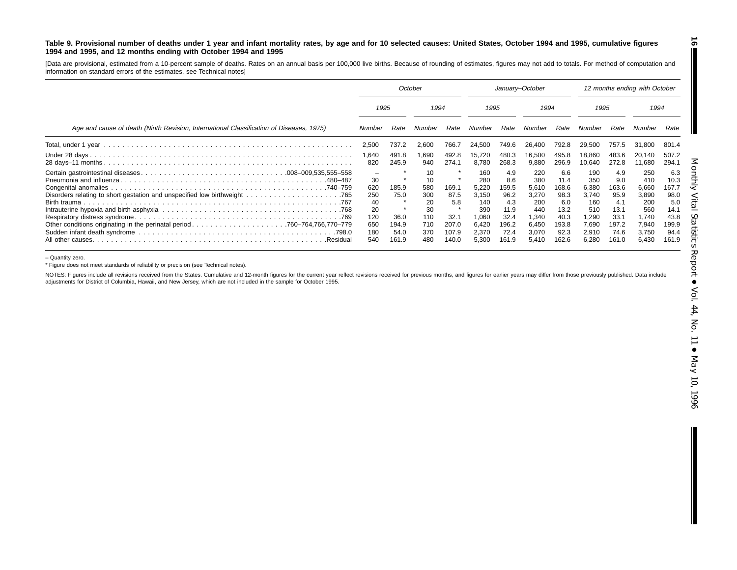**Table 9. Provisional number of deaths under 1 year and infant mortality rates, by age and for 10 selected causes: United States, October 1994 and 1995, cumulative figures 1994 and 1995, and 12 months ending with October 1994 and 1995**

[Data are provisional, estimated from a 10-percent sample of deaths. Rates on an annual basis per 100,000 live births. Because of rounding of estimates, figures may not add to totals. For method of computation and information on standard errors of the estimates, see Technical notes]

| Age and cause of death (Ninth Revision, International Classification of Diseases, 1975) | October | | | | January–October | | | | 12 months ending with October | | | |
|---|---|---|---|---|---|---|---|---|---|---|---|---|
| | 1995 | | 1994 | | 1995 | | 1994 | | 1995 | | 1994 | |
| | Number | Rate | Number | Rate | Number | Rate | Number | Rate | Number | Rate | Number | Rate |
| Total, under 1 year | 2,500 | 737.2 | 2,600 | 766.7 | 24,500 | 749.6 | 26,400 | 792.8 | 29,500 | 757.5 | 31,800 | 801.4 |
| Under 28 days | 1,640 | 491.8 | 1,690 | 492.8 | 15,720 | 480.3 | 16,500 | 495.8 | 18,860 | 483.6 | 20,140 | 507.2 |
| 28 days–11 months | 820 | 245.9 | 940 | 274.1 | 8,780 | 268.3 | 9,880 | 296.9 | 10,640 | 272.8 | 11,680 | 294.1 |
| Certain gastrointestinal diseases 008–009,535,555–558 | – | * | 10 | * | 160 | 4.9 | 220 | 6.6 | 190 | 4.9 | 250 | 6.3 |
| Pneumonia and influenza 480–487 | 30 | * | 10 | * | 280 | 8.6 | 380 | 11.4 | 350 | 9.0 | 410 | 10.3 |
| Congenital anomalies 740–759 | 620 | 185.9 | 580 | 169.1 | 5,220 | 159.5 | 5,610 | 168.6 | 6,380 | 163.6 | 6,660 | 167.7 |
| Disorders relating to short gestation and unspecified low birthweight 765 | 250 | 75.0 | 300 | 87.5 | 3,150 | 96.2 | 3,270 | 98.3 | 3,740 | 95.9 | 3,890 | 98.0 |
| Birth trauma 767 | 40 | * | 20 | 5.8 | 140 | 4.3 | 200 | 6.0 | 160 | 4.1 | 200 | 5.0 |
| Intrauterine hypoxia and birth asphyxia 768 | 20 | * | 30 | * | 390 | 11.9 | 440 | 13.2 | 510 | 13.1 | 560 | 14.1 |
| Respiratory distress syndrome 769 | 120 | 36.0 | 110 | 32.1 | 1,060 | 32.4 | 1,340 | 40.3 | 1,290 | 33.1 | 1,740 | 43.8 |
| Other conditions originating in the perinatal period 760–764,766,770–779 | 650 | 194.9 | 710 | 207.0 | 6,420 | 196.2 | 6,450 | 193.8 | 7,690 | 197.2 | 7,940 | 199.9 |
| Sudden infant death syndrome 798.0 | 180 | 54.0 | 370 | 107.9 | 2,370 | 72.4 | 3,070 | 92.3 | 2,910 | 74.6 | 3,750 | 94.4 |
| All other causes Residual | 540 | 161.9 | 480 | 140.0 | 5,300 | 161.9 | 5,410 | 162.6 | 6,280 | 161.0 | 6,430 | 161.9 |

– Quantity zero.

* Figure does not meet standards of reliability or precision (see Technical notes).

NOTES: Figures include all revisions received from the States. Cumulative and 12-month figures for the current year reflect revisions received for previous months, and figures for earlier years may differ from those previously published. Data include adjustments for District of Columbia, Hawaii, and New Jersey, which are not included in the sample for October 1995.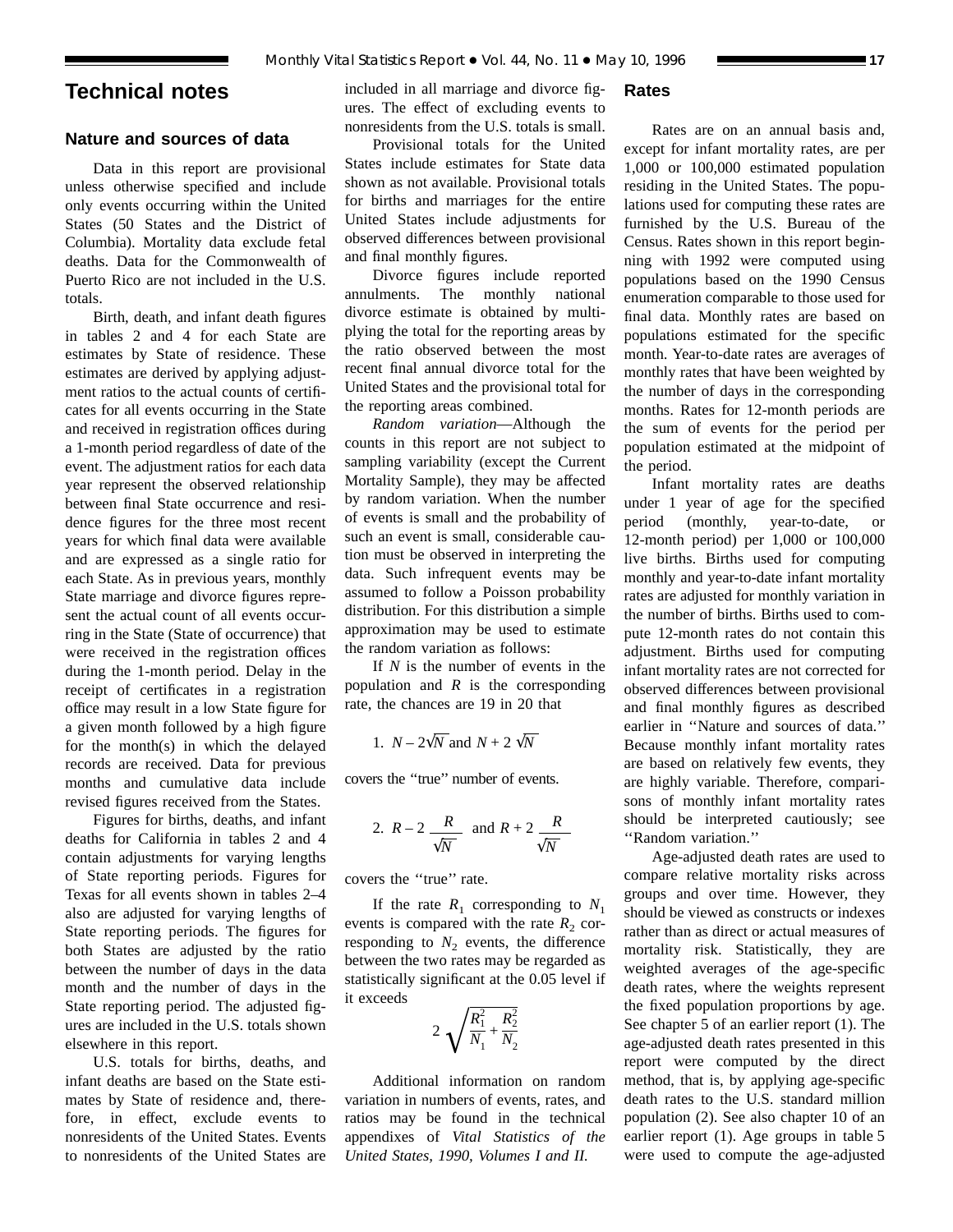# Technical notes

## Nature and sources of data

Data in this report are provisional unless otherwise specified and include only events occurring within the United States (50 States and the District of Columbia). Mortality data exclude fetal deaths. Data for the Commonwealth of Puerto Rico are not included in the U.S. totals.

Birth, death, and infant death figures in tables 2 and 4 for each State are estimates by State of residence. These estimates are derived by applying adjustment ratios to the actual counts of certificates for all events occurring in the State and received in registration offices during a 1-month period regardless of date of the event. The adjustment ratios for each data year represent the observed relationship between final State occurrence and residence figures for the three most recent years for which final data were available and are expressed as a single ratio for each State. As in previous years, monthly State marriage and divorce figures represent the actual count of all events occurring in the State (State of occurrence) that were received in the registration offices during the 1-month period. Delay in the receipt of certificates in a registration office may result in a low State figure for a given month followed by a high figure for the month(s) in which the delayed records are received. Data for previous months and cumulative data include revised figures received from the States.

Figures for births, deaths, and infant deaths for California in tables 2 and 4 contain adjustments for varying lengths of State reporting periods. Figures for Texas for all events shown in tables 2–4 also are adjusted for varying lengths of State reporting periods. The figures for both States are adjusted by the ratio between the number of days in the data month and the number of days in the State reporting period. The adjusted figures are included in the U.S. totals shown elsewhere in this report.

U.S. totals for births, deaths, and infant deaths are based on the State estimates by State of residence and, therefore, in effect, exclude events to nonresidents of the United States. Events to nonresidents of the United States are included in all marriage and divorce figures. The effect of excluding events to nonresidents from the U.S. totals is small.

Provisional totals for the United States include estimates for State data shown as not available. Provisional totals for births and marriages for the entire United States include adjustments for observed differences between provisional and final monthly figures.

Divorce figures include reported annulments. The monthly national divorce estimate is obtained by multiplying the total for the reporting areas by the ratio observed between the most recent final annual divorce total for the United States and the provisional total for the reporting areas combined.

*Random variation*—Although the counts in this report are not subject to sampling variability (except the Current Mortality Sample), they may be affected by random variation. When the number of events is small and the probability of such an event is small, considerable caution must be observed in interpreting the data. Such infrequent events may be assumed to follow a Poisson probability distribution. For this distribution a simple approximation may be used to estimate the random variation as follows:

If $N$ is the number of events in the population and $R$ is the corresponding rate, the chances are 19 in 20 that

1. $N - 2\sqrt{N}$ and $N + 2\sqrt{N}$

covers the ''true'' number of events.

2. $R - 2\dfrac{R}{\sqrt{N}}$ and $R + 2\dfrac{R}{\sqrt{N}}$

covers the ''true'' rate.

If the rate $R_1$ corresponding to $N_1$ events is compared with the rate $R_2$ corresponding to $N_2$ events, the difference between the two rates may be regarded as statistically significant at the 0.05 level if it exceeds

$$2\sqrt{\frac{R_1^2}{N_1} + \frac{R_2^2}{N_2}}$$

Additional information on random variation in numbers of events, rates, and ratios may be found in the technical appendixes of *Vital Statistics of the United States, 1990, Volumes I and II.*

## Rates

Rates are on an annual basis and, except for infant mortality rates, are per 1,000 or 100,000 estimated population residing in the United States. The populations used for computing these rates are furnished by the U.S. Bureau of the Census. Rates shown in this report beginning with 1992 were computed using populations based on the 1990 Census enumeration comparable to those used for final data. Monthly rates are based on populations estimated for the specific month. Year-to-date rates are averages of monthly rates that have been weighted by the number of days in the corresponding months. Rates for 12-month periods are the sum of events for the period per population estimated at the midpoint of the period.

Infant mortality rates are deaths under 1 year of age for the specified period (monthly, year-to-date, or 12-month period) per 1,000 or 100,000 live births. Births used for computing monthly and year-to-date infant mortality rates are adjusted for monthly variation in the number of births. Births used to compute 12-month rates do not contain this adjustment. Births used for computing infant mortality rates are not corrected for observed differences between provisional and final monthly figures as described earlier in ''Nature and sources of data.'' Because monthly infant mortality rates are based on relatively few events, they are highly variable. Therefore, comparisons of monthly infant mortality rates should be interpreted cautiously; see ''Random variation.''

Age-adjusted death rates are used to compare relative mortality risks across groups and over time. However, they should be viewed as constructs or indexes rather than as direct or actual measures of mortality risk. Statistically, they are weighted averages of the age-specific death rates, where the weights represent the fixed population proportions by age. See chapter 5 of an earlier report (1). The age-adjusted death rates presented in this report were computed by the direct method, that is, by applying age-specific death rates to the U.S. standard million population (2). See also chapter 10 of an earlier report (1). Age groups in table 5 were used to compute the age-adjusted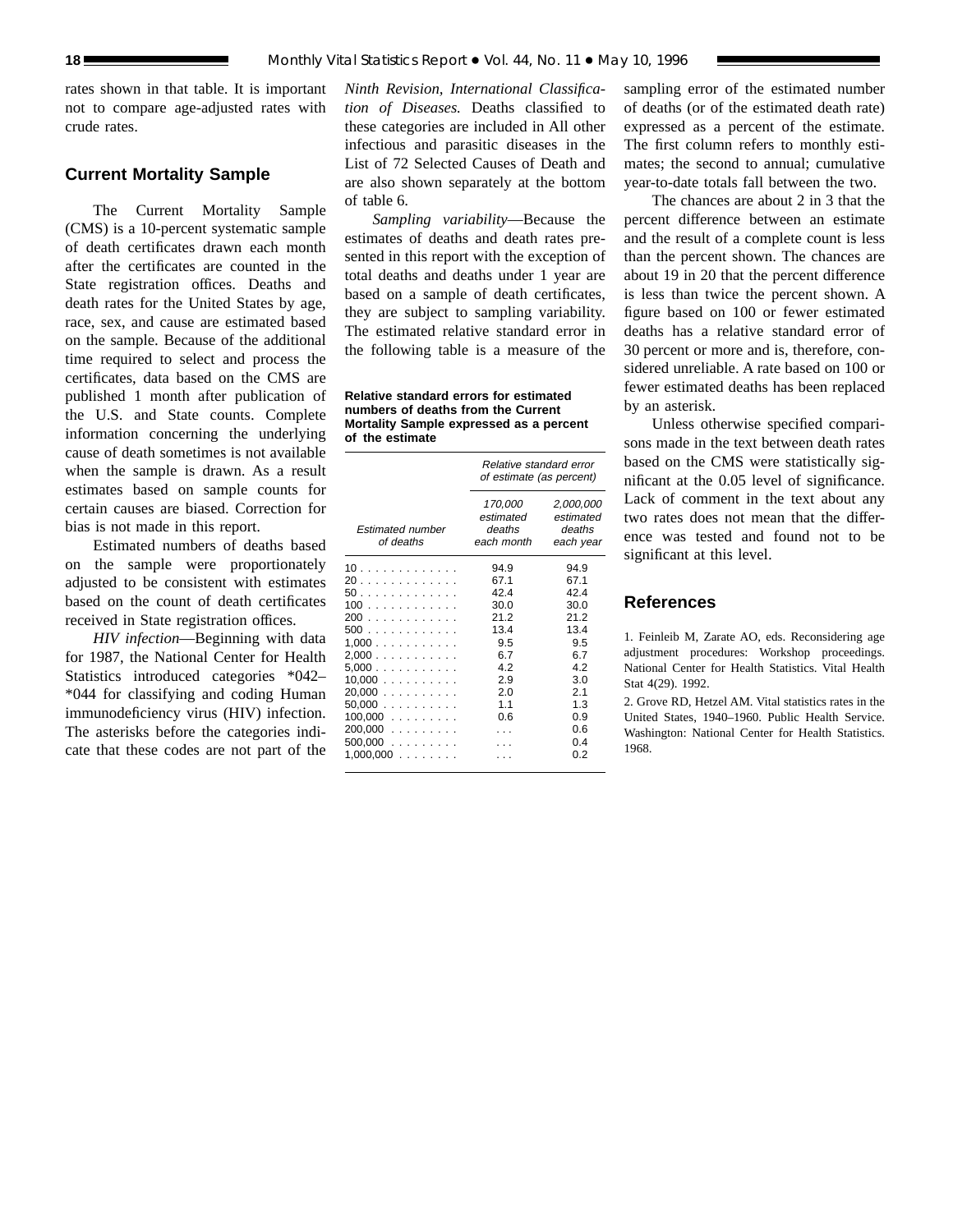rates shown in that table. It is important not to compare age-adjusted rates with crude rates.

## Current Mortality Sample

The Current Mortality Sample (CMS) is a 10-percent systematic sample of death certificates drawn each month after the certificates are counted in the State registration offices. Deaths and death rates for the United States by age, race, sex, and cause are estimated based on the sample. Because of the additional time required to select and process the certificates, data based on the CMS are published 1 month after publication of the U.S. and State counts. Complete information concerning the underlying cause of death sometimes is not available when the sample is drawn. As a result estimates based on sample counts for certain causes are biased. Correction for bias is not made in this report.

Estimated numbers of deaths based on the sample were proportionately adjusted to be consistent with estimates based on the count of death certificates received in State registration offices.

*HIV infection*—Beginning with data for 1987, the National Center for Health Statistics introduced categories *042–*044 for classifying and coding Human immunodeficiency virus (HIV) infection. The asterisks before the categories indicate that these codes are not part of the *Ninth Revision, International Classification of Diseases.* Deaths classified to these categories are included in All other infectious and parasitic diseases in the List of 72 Selected Causes of Death and are also shown separately at the bottom of table 6.

*Sampling variability*—Because the estimates of deaths and death rates presented in this report with the exception of total deaths and deaths under 1 year are based on a sample of death certificates, they are subject to sampling variability. The estimated relative standard error in the following table is a measure of the sampling error of the estimated number of deaths (or of the estimated death rate) expressed as a percent of the estimate. The first column refers to monthly estimates; the second to annual; cumulative year-to-date totals fall between the two.

**Relative standard errors for estimated numbers of deaths from the Current Mortality Sample expressed as a percent of the estimate**

| *Estimated number of deaths* | *Relative standard error of estimate (as percent)* | |
|---|---|---|
| | *170,000 estimated deaths each month* | *2,000,000 estimated deaths each year* |
| 10 | 94.9 | 94.9 |
| 20 | 67.1 | 67.1 |
| 50 | 42.4 | 42.4 |
| 100 | 30.0 | 30.0 |
| 200 | 21.2 | 21.2 |
| 500 | 13.4 | 13.4 |
| 1,000 | 9.5 | 9.5 |
| 2,000 | 6.7 | 6.7 |
| 5,000 | 4.2 | 4.2 |
| 10,000 | 2.9 | 3.0 |
| 20,000 | 2.0 | 2.1 |
| 50,000 | 1.1 | 1.3 |
| 100,000 | 0.6 | 0.9 |
| 200,000 | . . . | 0.6 |
| 500,000 | . . . | 0.4 |
| 1,000,000 | . . . | 0.2 |

The chances are about 2 in 3 that the percent difference between an estimate and the result of a complete count is less than the percent shown. The chances are about 19 in 20 that the percent difference is less than twice the percent shown. A figure based on 100 or fewer estimated deaths has a relative standard error of 30 percent or more and is, therefore, considered unreliable. A rate based on 100 or fewer estimated deaths has been replaced by an asterisk.

Unless otherwise specified comparisons made in the text between death rates based on the CMS were statistically significant at the 0.05 level of significance. Lack of comment in the text about any two rates does not mean that the difference was tested and found not to be significant at this level.

## References

1. Feinleib M, Zarate AO, eds. Reconsidering age adjustment procedures: Workshop proceedings. National Center for Health Statistics. Vital Health Stat 4(29). 1992.

2. Grove RD, Hetzel AM. Vital statistics rates in the United States, 1940–1960. Public Health Service. Washington: National Center for Health Statistics. 1968.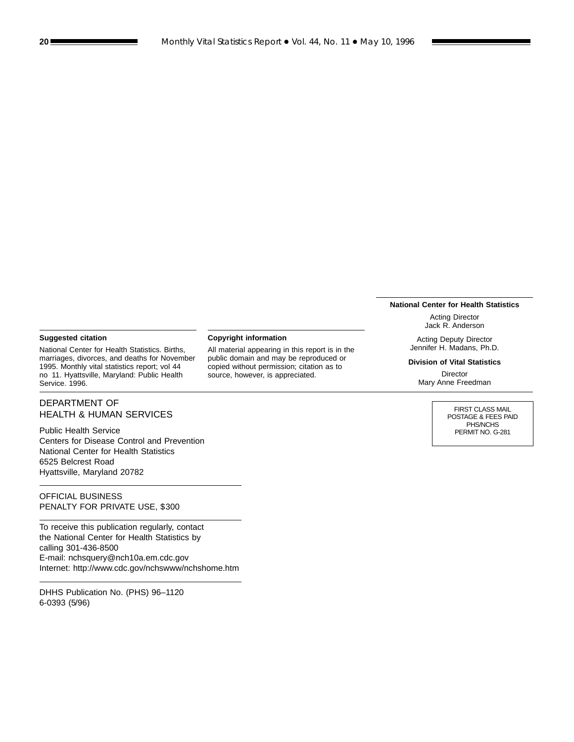**National Center for Health Statistics**

Acting Director
Jack R. Anderson

Acting Deputy Director
Jennifer H. Madans, Ph.D.

**Division of Vital Statistics**

Director
Mary Anne Freedman

**Suggested citation**

National Center for Health Statistics. Births, marriages, divorces, and deaths for November 1995. Monthly vital statistics report; vol 44 no 11. Hyattsville, Maryland: Public Health Service. 1996.

**Copyright information**

All material appearing in this report is in the public domain and may be reproduced or copied without permission; citation as to source, however, is appreciated.

DEPARTMENT OF
HEALTH & HUMAN SERVICES

Public Health Service
Centers for Disease Control and Prevention
National Center for Health Statistics
6525 Belcrest Road
Hyattsville, Maryland 20782

OFFICIAL BUSINESS
PENALTY FOR PRIVATE USE, $300

To receive this publication regularly, contact the National Center for Health Statistics by calling 301-436-8500
E-mail: nchsquery@nch10a.em.cdc.gov
Internet: http://www.cdc.gov/nchswww/nchshome.htm

DHHS Publication No. (PHS) 96–1120
6-0393 (5/96)

FIRST CLASS MAIL
POSTAGE & FEES PAID
PHS/NCHS
PERMIT NO. G-281